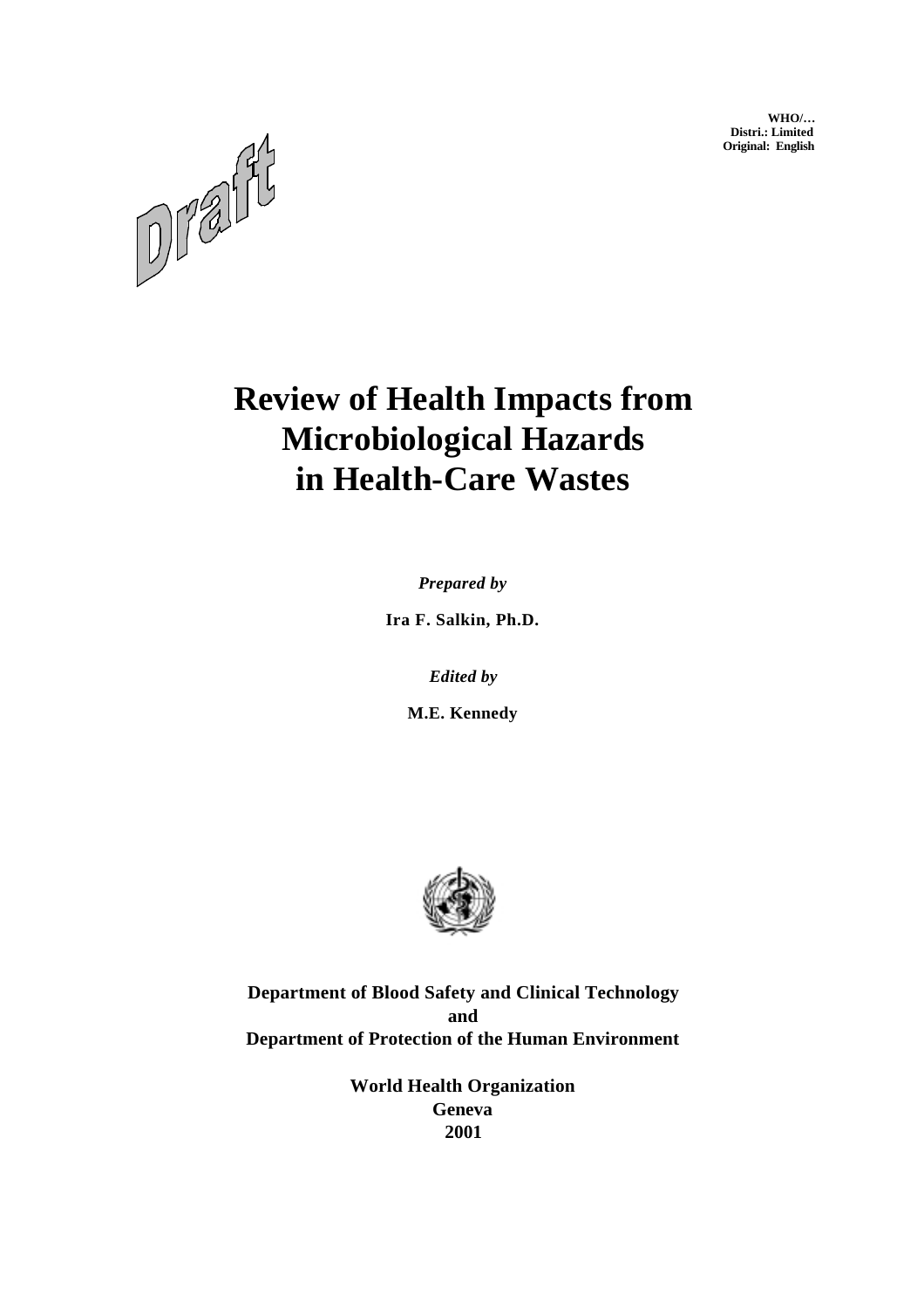WHO/…
Distri.: Limited
Original: English

Draft

# Review of Health Impacts from Microbiological Hazards in Health-Care Wastes

*Prepared by*

**Ira F. Salkin, Ph.D.**

*Edited by*

**M.E. Kennedy**

**Department of Blood Safety and Clinical Technology**
**and**
**Department of Protection of the Human Environment**

**World Health Organization**
**Geneva**
**2001**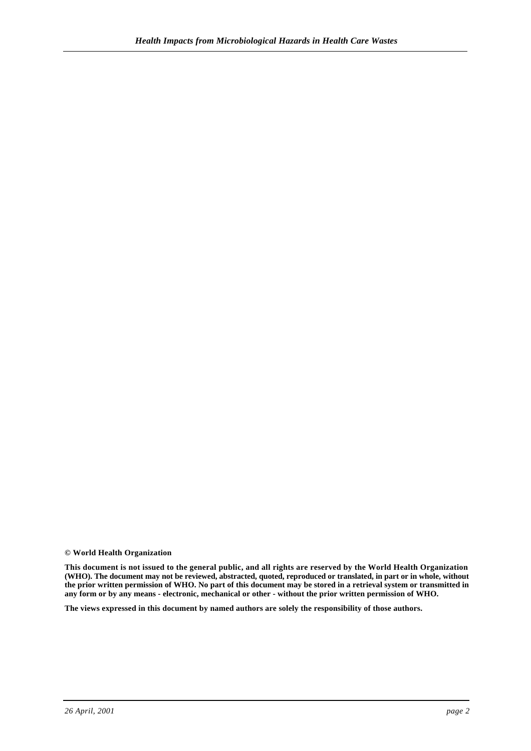**© World Health Organization**

**This document is not issued to the general public, and all rights are reserved by the World Health Organization (WHO). The document may not be reviewed, abstracted, quoted, reproduced or translated, in part or in whole, without the prior written permission of WHO. No part of this document may be stored in a retrieval system or transmitted in any form or by any means - electronic, mechanical or other - without the prior written permission of WHO.**

**The views expressed in this document by named authors are solely the responsibility of those authors.**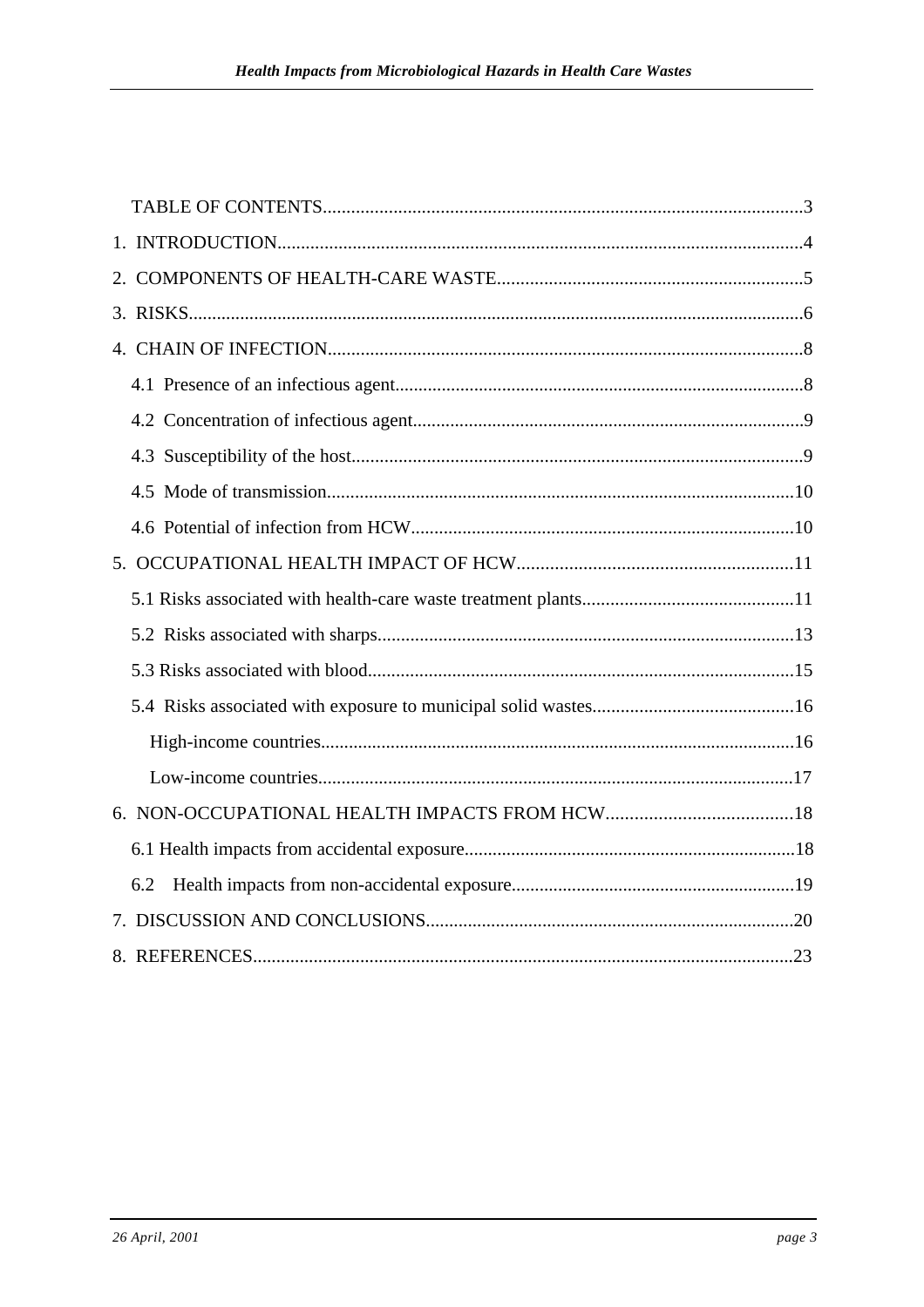TABLE OF CONTENTS.....................................................................................................3

1. INTRODUCTION...............................................................................................................4

2. COMPONENTS OF HEALTH-CARE WASTE................................................................5

3. RISKS..................................................................................................................................6

4. CHAIN OF INFECTION....................................................................................................8

- 4.1 Presence of an infectious agent.......................................................................................8
- 4.2 Concentration of infectious agent...................................................................................9
- 4.3 Susceptibility of the host................................................................................................9
- 4.5 Mode of transmission....................................................................................................10
- 4.6 Potential of infection from HCW..................................................................................10

5. OCCUPATIONAL HEALTH IMPACT OF HCW..........................................................11

- 5.1 Risks associated with health-care waste treatment plants.............................................11
- 5.2 Risks associated with sharps.........................................................................................13
- 5.3 Risks associated with blood...........................................................................................15
- 5.4 Risks associated with exposure to municipal solid wastes...........................................16
  - High-income countries.....................................................................................................16
  - Low-income countries.....................................................................................................17

6. NON-OCCUPATIONAL HEALTH IMPACTS FROM HCW........................................18

- 6.1 Health impacts from accidental exposure.......................................................................18
- 6.2 Health impacts from non-accidental exposure.............................................................19

7. DISCUSSION AND CONCLUSIONS..............................................................................20

8. REFERENCES...................................................................................................................23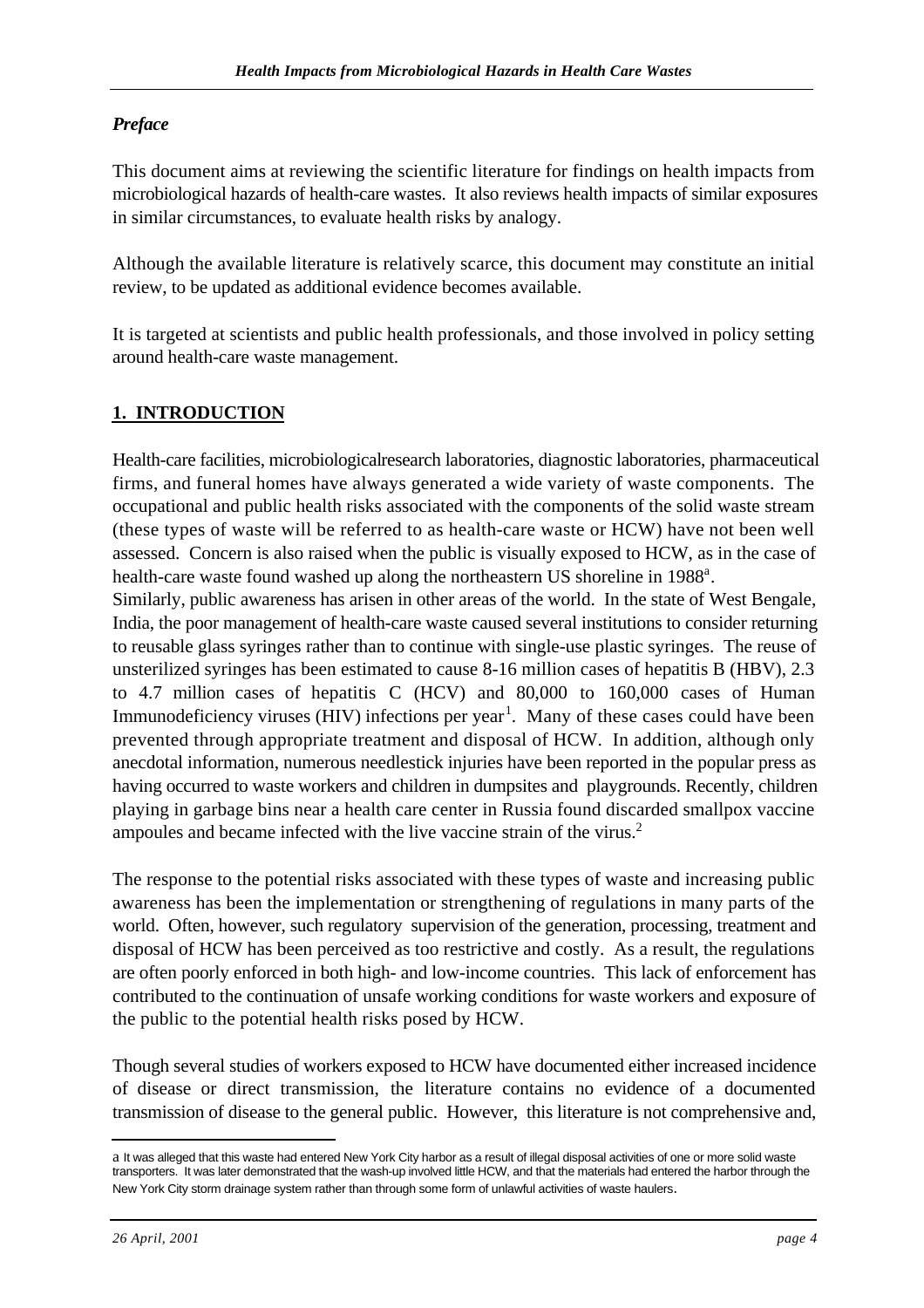*Preface*

This document aims at reviewing the scientific literature for findings on health impacts from microbiological hazards of health-care wastes. It also reviews health impacts of similar exposures in similar circumstances, to evaluate health risks by analogy.

Although the available literature is relatively scarce, this document may constitute an initial review, to be updated as additional evidence becomes available.

It is targeted at scientists and public health professionals, and those involved in policy setting around health-care waste management.

## 1. INTRODUCTION

Health-care facilities, microbiologicalresearch laboratories, diagnostic laboratories, pharmaceutical firms, and funeral homes have always generated a wide variety of waste components. The occupational and public health risks associated with the components of the solid waste stream (these types of waste will be referred to as health-care waste or HCW) have not been well assessed. Concern is also raised when the public is visually exposed to HCW, as in the case of health-care waste found washed up along the northeastern US shoreline in 1988[a].
Similarly, public awareness has arisen in other areas of the world. In the state of West Bengale, India, the poor management of health-care waste caused several institutions to consider returning to reusable glass syringes rather than to continue with single-use plastic syringes. The reuse of unsterilized syringes has been estimated to cause 8-16 million cases of hepatitis B (HBV), 2.3 to 4.7 million cases of hepatitis C (HCV) and 80,000 to 160,000 cases of Human Immunodeficiency viruses (HIV) infections per year[1]. Many of these cases could have been prevented through appropriate treatment and disposal of HCW. In addition, although only anecdotal information, numerous needlestick injuries have been reported in the popular press as having occurred to waste workers and children in dumpsites and playgrounds. Recently, children playing in garbage bins near a health care center in Russia found discarded smallpox vaccine ampoules and became infected with the live vaccine strain of the virus.[2]

The response to the potential risks associated with these types of waste and increasing public awareness has been the implementation or strengthening of regulations in many parts of the world. Often, however, such regulatory supervision of the generation, processing, treatment and disposal of HCW has been perceived as too restrictive and costly. As a result, the regulations are often poorly enforced in both high- and low-income countries. This lack of enforcement has contributed to the continuation of unsafe working conditions for waste workers and exposure of the public to the potential health risks posed by HCW.

Though several studies of workers exposed to HCW have documented either increased incidence of disease or direct transmission, the literature contains no evidence of a documented transmission of disease to the general public. However, this literature is not comprehensive and,

---

a It was alleged that this waste had entered New York City harbor as a result of illegal disposal activities of one or more solid waste transporters. It was later demonstrated that the wash-up involved little HCW, and that the materials had entered the harbor through the New York City storm drainage system rather than through some form of unlawful activities of waste haulers.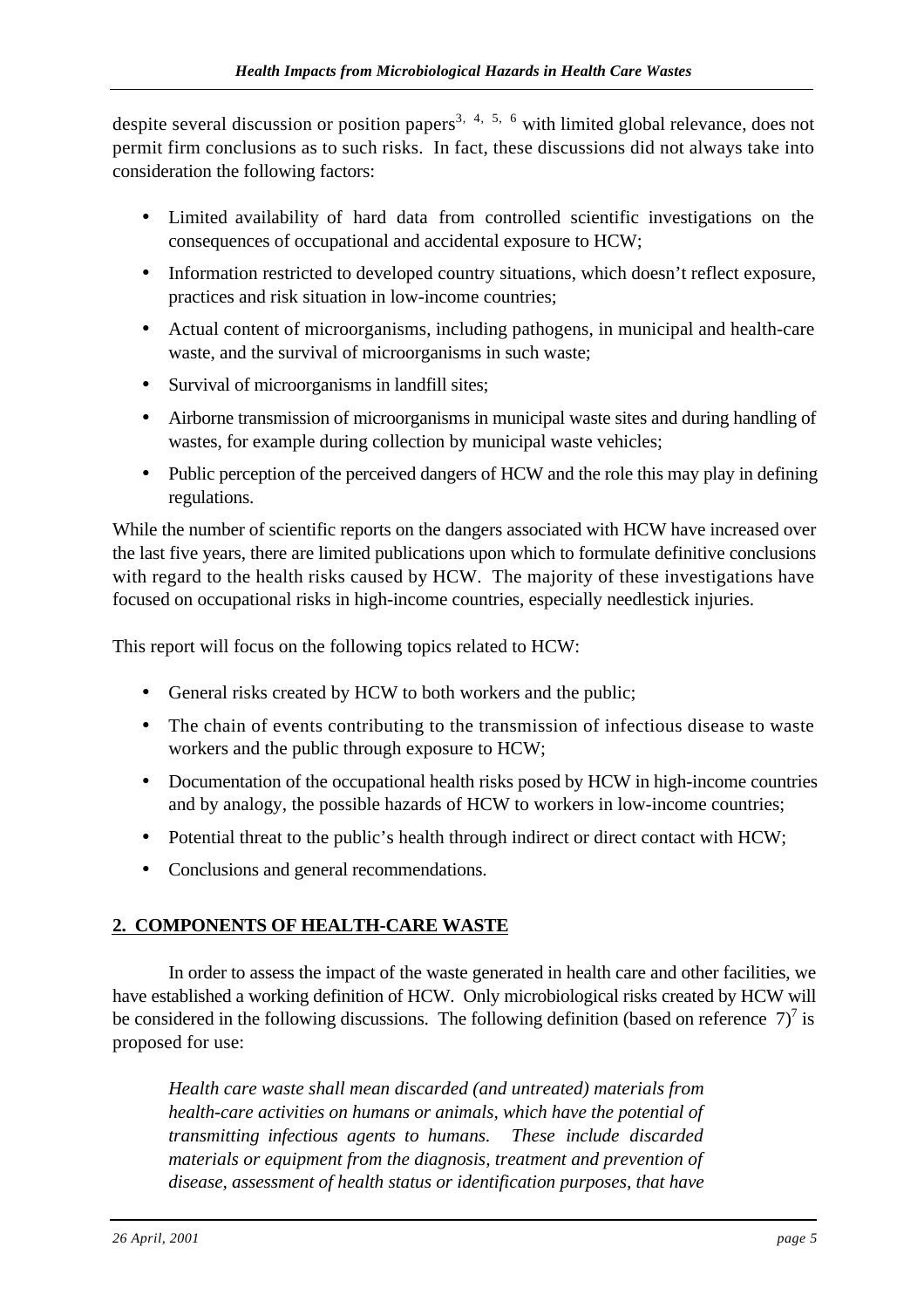despite several discussion or position papers[3, 4, 5, 6] with limited global relevance, does not permit firm conclusions as to such risks. In fact, these discussions did not always take into consideration the following factors:

- Limited availability of hard data from controlled scientific investigations on the consequences of occupational and accidental exposure to HCW;
- Information restricted to developed country situations, which doesn't reflect exposure, practices and risk situation in low-income countries;
- Actual content of microorganisms, including pathogens, in municipal and health-care waste, and the survival of microorganisms in such waste;
- Survival of microorganisms in landfill sites;
- Airborne transmission of microorganisms in municipal waste sites and during handling of wastes, for example during collection by municipal waste vehicles;
- Public perception of the perceived dangers of HCW and the role this may play in defining regulations.

While the number of scientific reports on the dangers associated with HCW have increased over the last five years, there are limited publications upon which to formulate definitive conclusions with regard to the health risks caused by HCW. The majority of these investigations have focused on occupational risks in high-income countries, especially needlestick injuries.

This report will focus on the following topics related to HCW:

- General risks created by HCW to both workers and the public;
- The chain of events contributing to the transmission of infectious disease to waste workers and the public through exposure to HCW;
- Documentation of the occupational health risks posed by HCW in high-income countries and by analogy, the possible hazards of HCW to workers in low-income countries;
- Potential threat to the public's health through indirect or direct contact with HCW;
- Conclusions and general recommendations.

## 2. COMPONENTS OF HEALTH-CARE WASTE

In order to assess the impact of the waste generated in health care and other facilities, we have established a working definition of HCW. Only microbiological risks created by HCW will be considered in the following discussions. The following definition (based on reference 7)[7] is proposed for use:

> *Health care waste shall mean discarded (and untreated) materials from health-care activities on humans or animals, which have the potential of transmitting infectious agents to humans. These include discarded materials or equipment from the diagnosis, treatment and prevention of disease, assessment of health status or identification purposes, that have*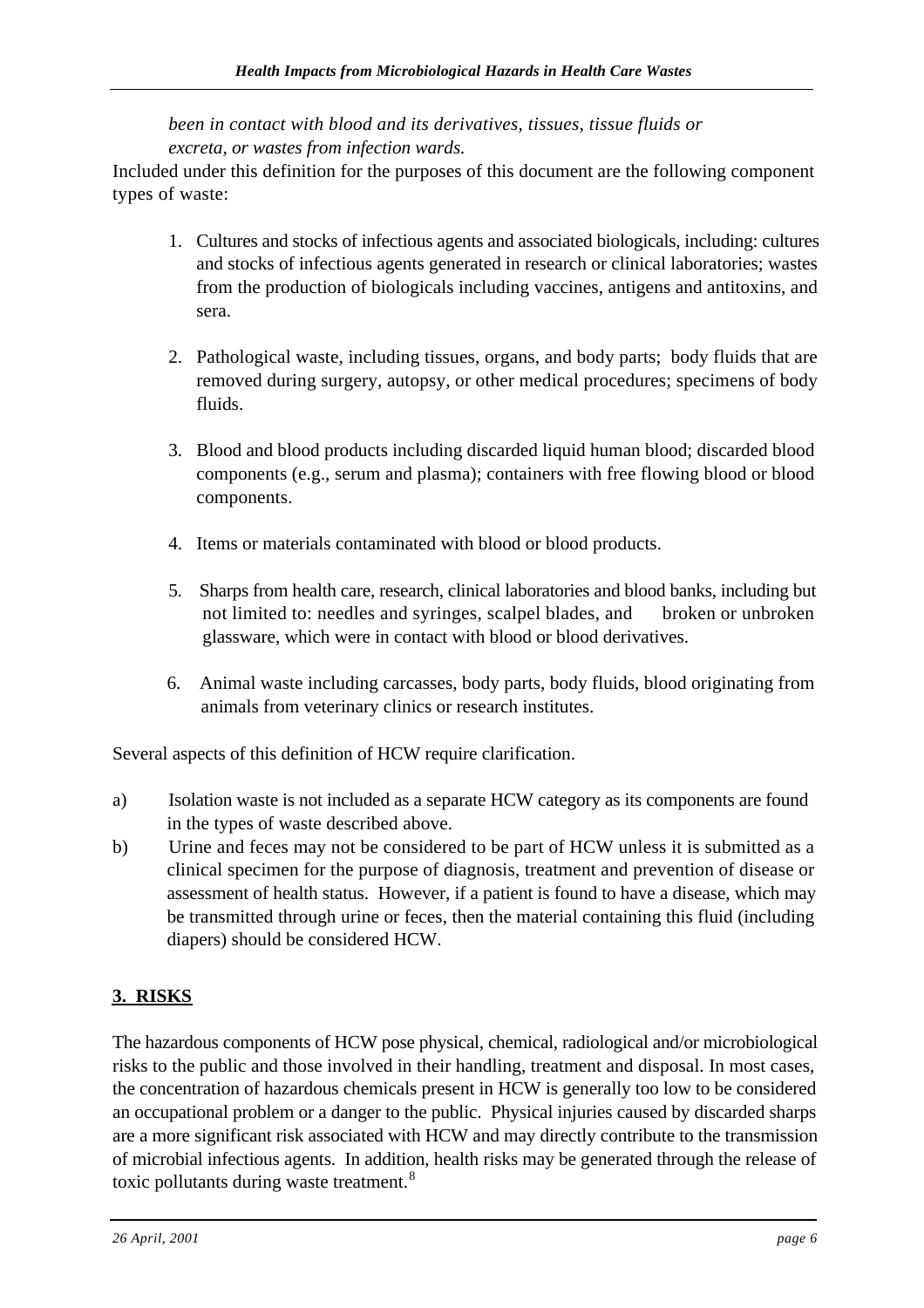*been in contact with blood and its derivatives, tissues, tissue fluids or excreta, or wastes from infection wards.*

Included under this definition for the purposes of this document are the following component types of waste:

1. Cultures and stocks of infectious agents and associated biologicals, including: cultures and stocks of infectious agents generated in research or clinical laboratories; wastes from the production of biologicals including vaccines, antigens and antitoxins, and sera.

2. Pathological waste, including tissues, organs, and body parts; body fluids that are removed during surgery, autopsy, or other medical procedures; specimens of body fluids.

3. Blood and blood products including discarded liquid human blood; discarded blood components (e.g., serum and plasma); containers with free flowing blood or blood components.

4. Items or materials contaminated with blood or blood products.

5. Sharps from health care, research, clinical laboratories and blood banks, including but not limited to: needles and syringes, scalpel blades, and broken or unbroken glassware, which were in contact with blood or blood derivatives.

6. Animal waste including carcasses, body parts, body fluids, blood originating from animals from veterinary clinics or research institutes.

Several aspects of this definition of HCW require clarification.

a) Isolation waste is not included as a separate HCW category as its components are found in the types of waste described above.

b) Urine and feces may not be considered to be part of HCW unless it is submitted as a clinical specimen for the purpose of diagnosis, treatment and prevention of disease or assessment of health status. However, if a patient is found to have a disease, which may be transmitted through urine or feces, then the material containing this fluid (including diapers) should be considered HCW.

## 3. RISKS

The hazardous components of HCW pose physical, chemical, radiological and/or microbiological risks to the public and those involved in their handling, treatment and disposal. In most cases, the concentration of hazardous chemicals present in HCW is generally too low to be considered an occupational problem or a danger to the public. Physical injuries caused by discarded sharps are a more significant risk associated with HCW and may directly contribute to the transmission of microbial infectious agents. In addition, health risks may be generated through the release of toxic pollutants during waste treatment.[8]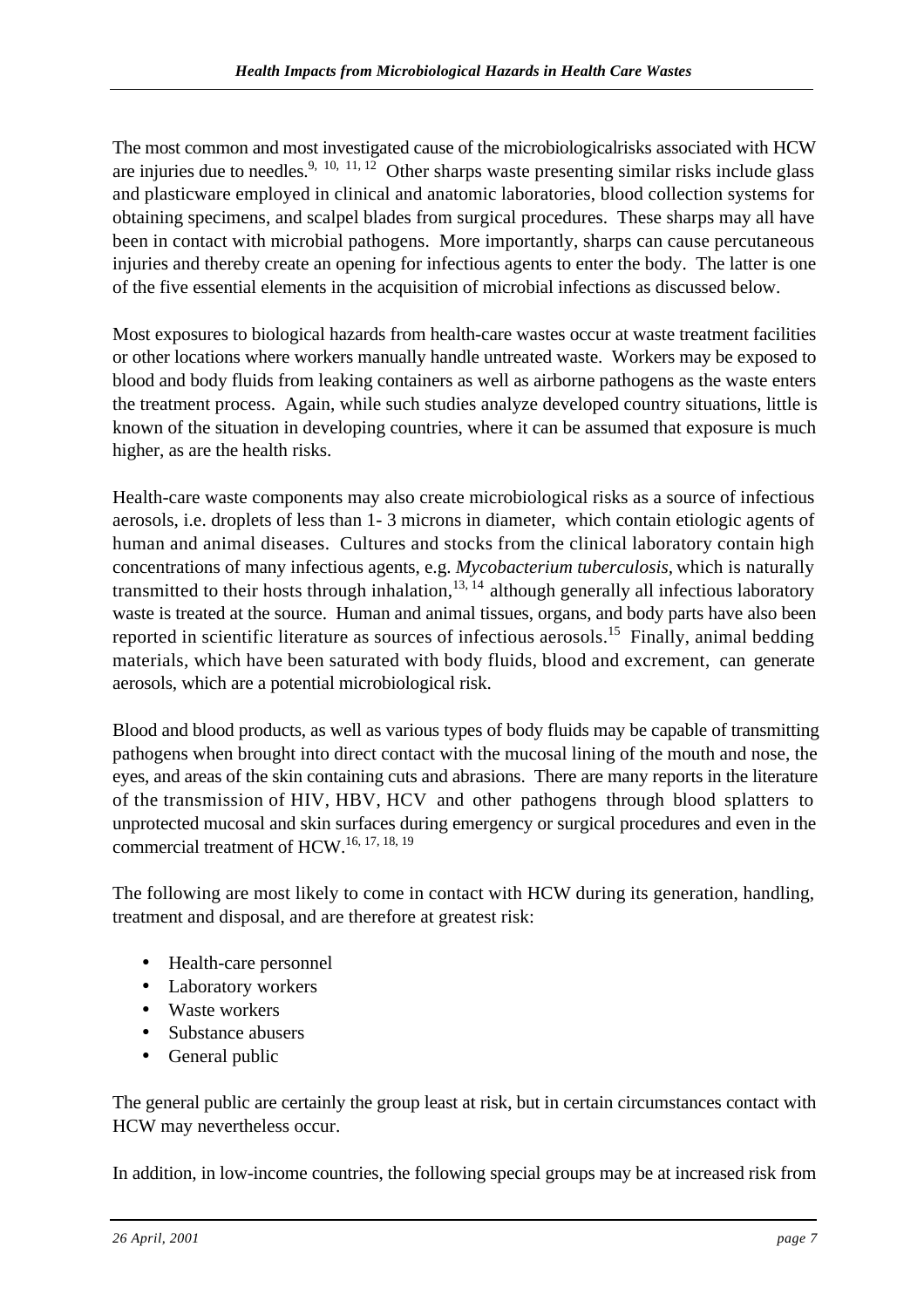The most common and most investigated cause of the microbiologicalrisks associated with HCW are injuries due to needles.[9, 10, 11, 12] Other sharps waste presenting similar risks include glass and plasticware employed in clinical and anatomic laboratories, blood collection systems for obtaining specimens, and scalpel blades from surgical procedures. These sharps may all have been in contact with microbial pathogens. More importantly, sharps can cause percutaneous injuries and thereby create an opening for infectious agents to enter the body. The latter is one of the five essential elements in the acquisition of microbial infections as discussed below.

Most exposures to biological hazards from health-care wastes occur at waste treatment facilities or other locations where workers manually handle untreated waste. Workers may be exposed to blood and body fluids from leaking containers as well as airborne pathogens as the waste enters the treatment process. Again, while such studies analyze developed country situations, little is known of the situation in developing countries, where it can be assumed that exposure is much higher, as are the health risks.

Health-care waste components may also create microbiological risks as a source of infectious aerosols, i.e. droplets of less than 1- 3 microns in diameter, which contain etiologic agents of human and animal diseases. Cultures and stocks from the clinical laboratory contain high concentrations of many infectious agents, e.g. *Mycobacterium tuberculosis,* which is naturally transmitted to their hosts through inhalation,[13, 14] although generally all infectious laboratory waste is treated at the source. Human and animal tissues, organs, and body parts have also been reported in scientific literature as sources of infectious aerosols.[15] Finally, animal bedding materials, which have been saturated with body fluids, blood and excrement, can generate aerosols, which are a potential microbiological risk.

Blood and blood products, as well as various types of body fluids may be capable of transmitting pathogens when brought into direct contact with the mucosal lining of the mouth and nose, the eyes, and areas of the skin containing cuts and abrasions. There are many reports in the literature of the transmission of HIV, HBV, HCV and other pathogens through blood splatters to unprotected mucosal and skin surfaces during emergency or surgical procedures and even in the commercial treatment of HCW.[16, 17, 18, 19]

The following are most likely to come in contact with HCW during its generation, handling, treatment and disposal, and are therefore at greatest risk:

- Health-care personnel
- Laboratory workers
- Waste workers
- Substance abusers
- General public

The general public are certainly the group least at risk, but in certain circumstances contact with HCW may nevertheless occur.

In addition, in low-income countries, the following special groups may be at increased risk from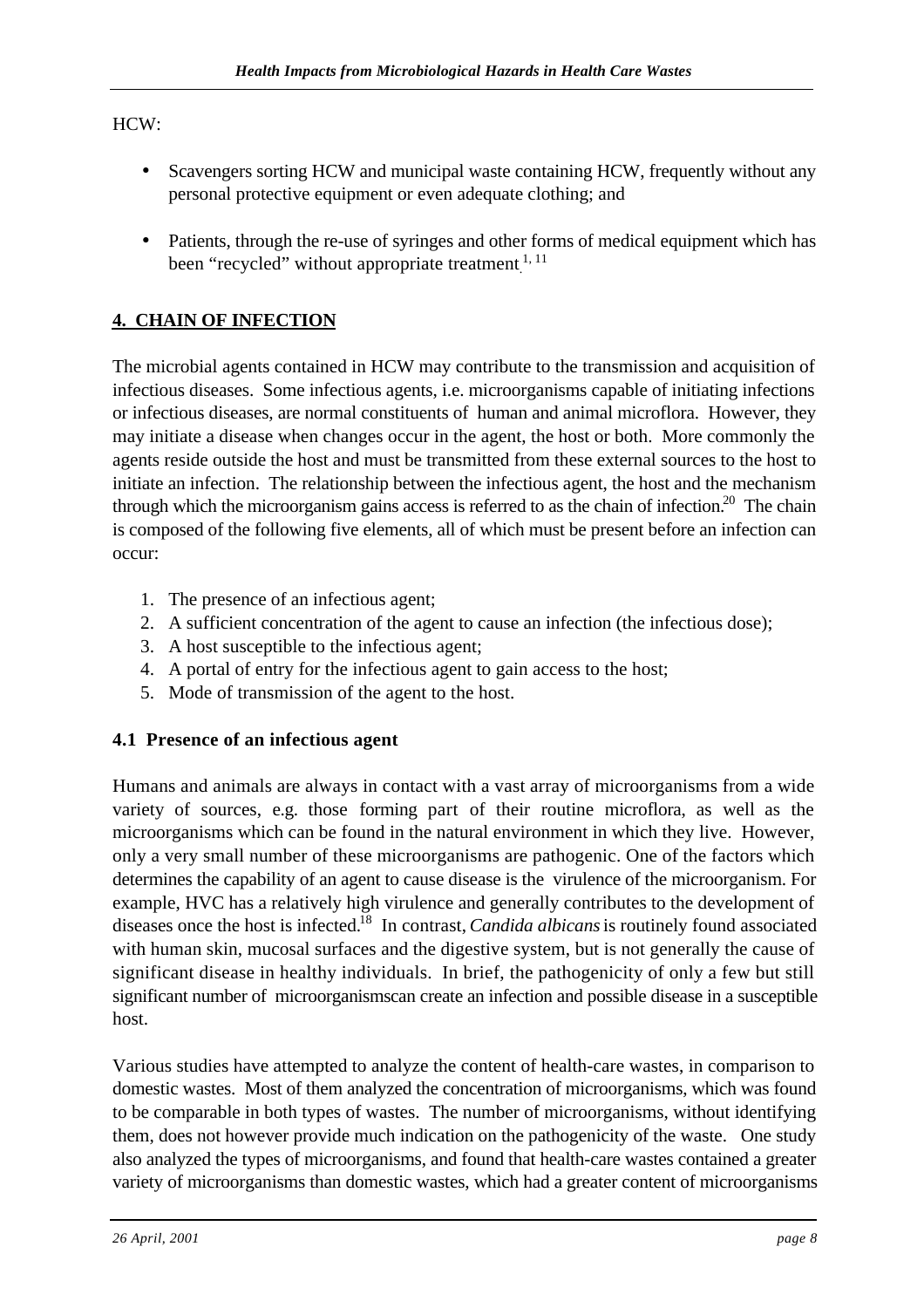HCW:

- Scavengers sorting HCW and municipal waste containing HCW, frequently without any personal protective equipment or even adequate clothing; and
- Patients, through the re-use of syringes and other forms of medical equipment which has been "recycled" without appropriate treatment.[1, 11]

## 4. CHAIN OF INFECTION

The microbial agents contained in HCW may contribute to the transmission and acquisition of infectious diseases. Some infectious agents, i.e. microorganisms capable of initiating infections or infectious diseases, are normal constituents of human and animal microflora. However, they may initiate a disease when changes occur in the agent, the host or both. More commonly the agents reside outside the host and must be transmitted from these external sources to the host to initiate an infection. The relationship between the infectious agent, the host and the mechanism through which the microorganism gains access is referred to as the chain of infection.[20] The chain is composed of the following five elements, all of which must be present before an infection can occur:

1. The presence of an infectious agent;
2. A sufficient concentration of the agent to cause an infection (the infectious dose);
3. A host susceptible to the infectious agent;
4. A portal of entry for the infectious agent to gain access to the host;
5. Mode of transmission of the agent to the host.

### 4.1 Presence of an infectious agent

Humans and animals are always in contact with a vast array of microorganisms from a wide variety of sources, e.g. those forming part of their routine microflora, as well as the microorganisms which can be found in the natural environment in which they live. However, only a very small number of these microorganisms are pathogenic. One of the factors which determines the capability of an agent to cause disease is the virulence of the microorganism. For example, HVC has a relatively high virulence and generally contributes to the development of diseases once the host is infected.[18] In contrast, *Candida albicans* is routinely found associated with human skin, mucosal surfaces and the digestive system, but is not generally the cause of significant disease in healthy individuals. In brief, the pathogenicity of only a few but still significant number of microorganismscan create an infection and possible disease in a susceptible host.

Various studies have attempted to analyze the content of health-care wastes, in comparison to domestic wastes. Most of them analyzed the concentration of microorganisms, which was found to be comparable in both types of wastes. The number of microorganisms, without identifying them, does not however provide much indication on the pathogenicity of the waste. One study also analyzed the types of microorganisms, and found that health-care wastes contained a greater variety of microorganisms than domestic wastes, which had a greater content of microorganisms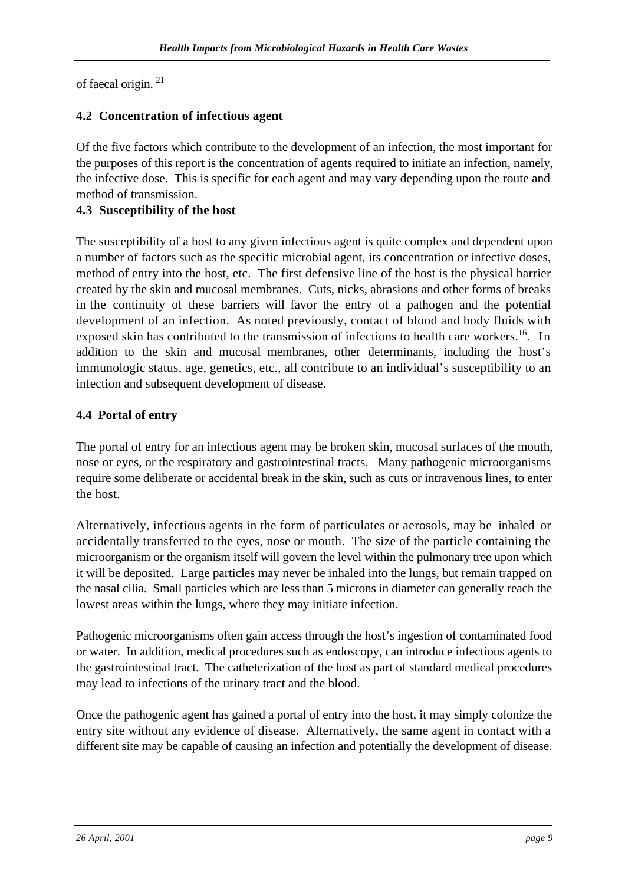of faecal origin. [21]

## 4.2 Concentration of infectious agent

Of the five factors which contribute to the development of an infection, the most important for the purposes of this report is the concentration of agents required to initiate an infection, namely, the infective dose. This is specific for each agent and may vary depending upon the route and method of transmission.

## 4.3 Susceptibility of the host

The susceptibility of a host to any given infectious agent is quite complex and dependent upon a number of factors such as the specific microbial agent, its concentration or infective doses, method of entry into the host, etc. The first defensive line of the host is the physical barrier created by the skin and mucosal membranes. Cuts, nicks, abrasions and other forms of breaks in the continuity of these barriers will favor the entry of a pathogen and the potential development of an infection. As noted previously, contact of blood and body fluids with exposed skin has contributed to the transmission of infections to health care workers.[16]. In addition to the skin and mucosal membranes, other determinants, including the host's immunologic status, age, genetics, etc., all contribute to an individual's susceptibility to an infection and subsequent development of disease.

## 4.4 Portal of entry

The portal of entry for an infectious agent may be broken skin, mucosal surfaces of the mouth, nose or eyes, or the respiratory and gastrointestinal tracts. Many pathogenic microorganisms require some deliberate or accidental break in the skin, such as cuts or intravenous lines, to enter the host.

Alternatively, infectious agents in the form of particulates or aerosols, may be inhaled or accidentally transferred to the eyes, nose or mouth. The size of the particle containing the microorganism or the organism itself will govern the level within the pulmonary tree upon which it will be deposited. Large particles may never be inhaled into the lungs, but remain trapped on the nasal cilia. Small particles which are less than 5 microns in diameter can generally reach the lowest areas within the lungs, where they may initiate infection.

Pathogenic microorganisms often gain access through the host's ingestion of contaminated food or water. In addition, medical procedures such as endoscopy, can introduce infectious agents to the gastrointestinal tract. The catheterization of the host as part of standard medical procedures may lead to infections of the urinary tract and the blood.

Once the pathogenic agent has gained a portal of entry into the host, it may simply colonize the entry site without any evidence of disease. Alternatively, the same agent in contact with a different site may be capable of causing an infection and potentially the development of disease.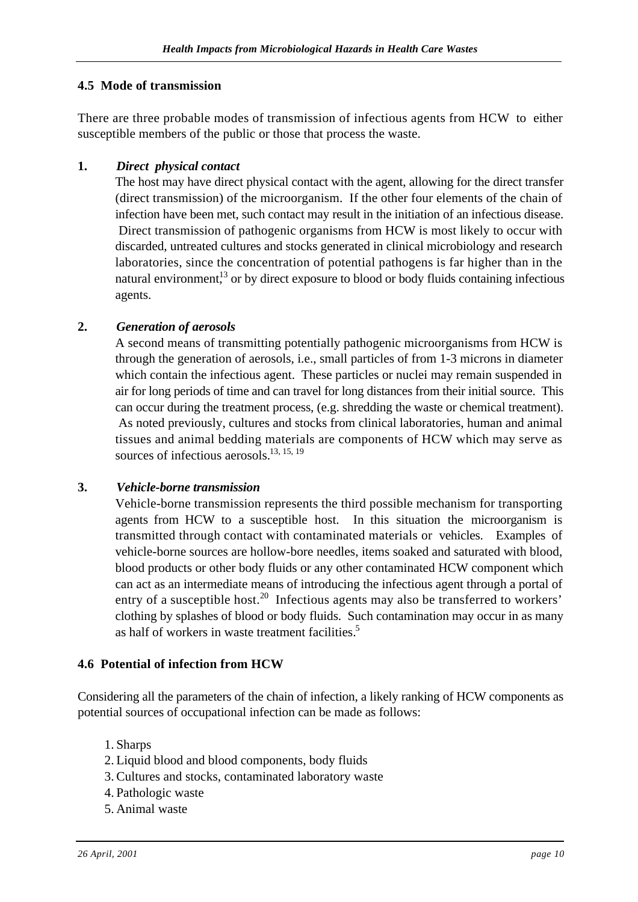## 4.5 Mode of transmission

There are three probable modes of transmission of infectious agents from HCW to either susceptible members of the public or those that process the waste.

**1.** ***Direct physical contact***

The host may have direct physical contact with the agent, allowing for the direct transfer (direct transmission) of the microorganism. If the other four elements of the chain of infection have been met, such contact may result in the initiation of an infectious disease. Direct transmission of pathogenic organisms from HCW is most likely to occur with discarded, untreated cultures and stocks generated in clinical microbiology and research laboratories, since the concentration of potential pathogens is far higher than in the natural environment,[13] or by direct exposure to blood or body fluids containing infectious agents.

**2.** ***Generation of aerosols***

A second means of transmitting potentially pathogenic microorganisms from HCW is through the generation of aerosols, i.e., small particles of from 1-3 microns in diameter which contain the infectious agent. These particles or nuclei may remain suspended in air for long periods of time and can travel for long distances from their initial source. This can occur during the treatment process, (e.g. shredding the waste or chemical treatment). As noted previously, cultures and stocks from clinical laboratories, human and animal tissues and animal bedding materials are components of HCW which may serve as sources of infectious aerosols.[13, 15, 19]

**3.** ***Vehicle-borne transmission***

Vehicle-borne transmission represents the third possible mechanism for transporting agents from HCW to a susceptible host. In this situation the microorganism is transmitted through contact with contaminated materials or vehicles. Examples of vehicle-borne sources are hollow-bore needles, items soaked and saturated with blood, blood products or other body fluids or any other contaminated HCW component which can act as an intermediate means of introducing the infectious agent through a portal of entry of a susceptible host.[20] Infectious agents may also be transferred to workers' clothing by splashes of blood or body fluids. Such contamination may occur in as many as half of workers in waste treatment facilities.[5]

## 4.6 Potential of infection from HCW

Considering all the parameters of the chain of infection, a likely ranking of HCW components as potential sources of occupational infection can be made as follows:

1. Sharps
2. Liquid blood and blood components, body fluids
3. Cultures and stocks, contaminated laboratory waste
4. Pathologic waste
5. Animal waste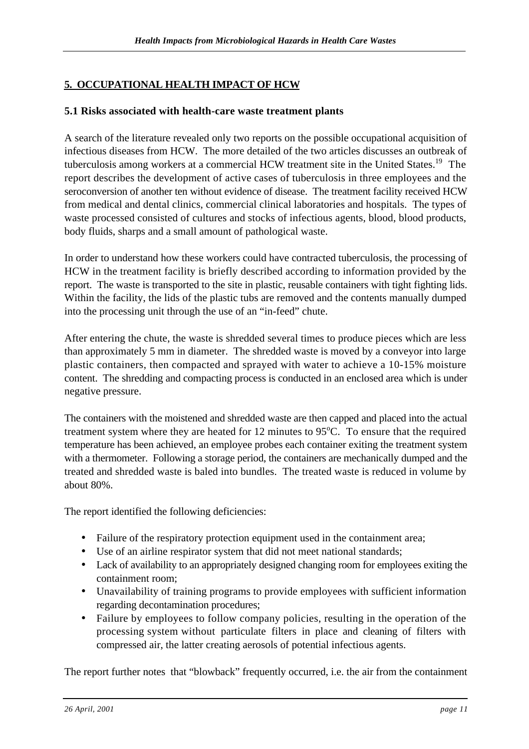## 5. OCCUPATIONAL HEALTH IMPACT OF HCW

### 5.1 Risks associated with health-care waste treatment plants

A search of the literature revealed only two reports on the possible occupational acquisition of infectious diseases from HCW. The more detailed of the two articles discusses an outbreak of tuberculosis among workers at a commercial HCW treatment site in the United States.[19] The report describes the development of active cases of tuberculosis in three employees and the seroconversion of another ten without evidence of disease. The treatment facility received HCW from medical and dental clinics, commercial clinical laboratories and hospitals. The types of waste processed consisted of cultures and stocks of infectious agents, blood, blood products, body fluids, sharps and a small amount of pathological waste.

In order to understand how these workers could have contracted tuberculosis, the processing of HCW in the treatment facility is briefly described according to information provided by the report. The waste is transported to the site in plastic, reusable containers with tight fighting lids. Within the facility, the lids of the plastic tubs are removed and the contents manually dumped into the processing unit through the use of an "in-feed" chute.

After entering the chute, the waste is shredded several times to produce pieces which are less than approximately 5 mm in diameter. The shredded waste is moved by a conveyor into large plastic containers, then compacted and sprayed with water to achieve a 10-15% moisture content. The shredding and compacting process is conducted in an enclosed area which is under negative pressure.

The containers with the moistened and shredded waste are then capped and placed into the actual treatment system where they are heated for 12 minutes to 95°C. To ensure that the required temperature has been achieved, an employee probes each container exiting the treatment system with a thermometer. Following a storage period, the containers are mechanically dumped and the treated and shredded waste is baled into bundles. The treated waste is reduced in volume by about 80%.

The report identified the following deficiencies:

- Failure of the respiratory protection equipment used in the containment area;
- Use of an airline respirator system that did not meet national standards;
- Lack of availability to an appropriately designed changing room for employees exiting the containment room;
- Unavailability of training programs to provide employees with sufficient information regarding decontamination procedures;
- Failure by employees to follow company policies, resulting in the operation of the processing system without particulate filters in place and cleaning of filters with compressed air, the latter creating aerosols of potential infectious agents.

The report further notes that "blowback" frequently occurred, i.e. the air from the containment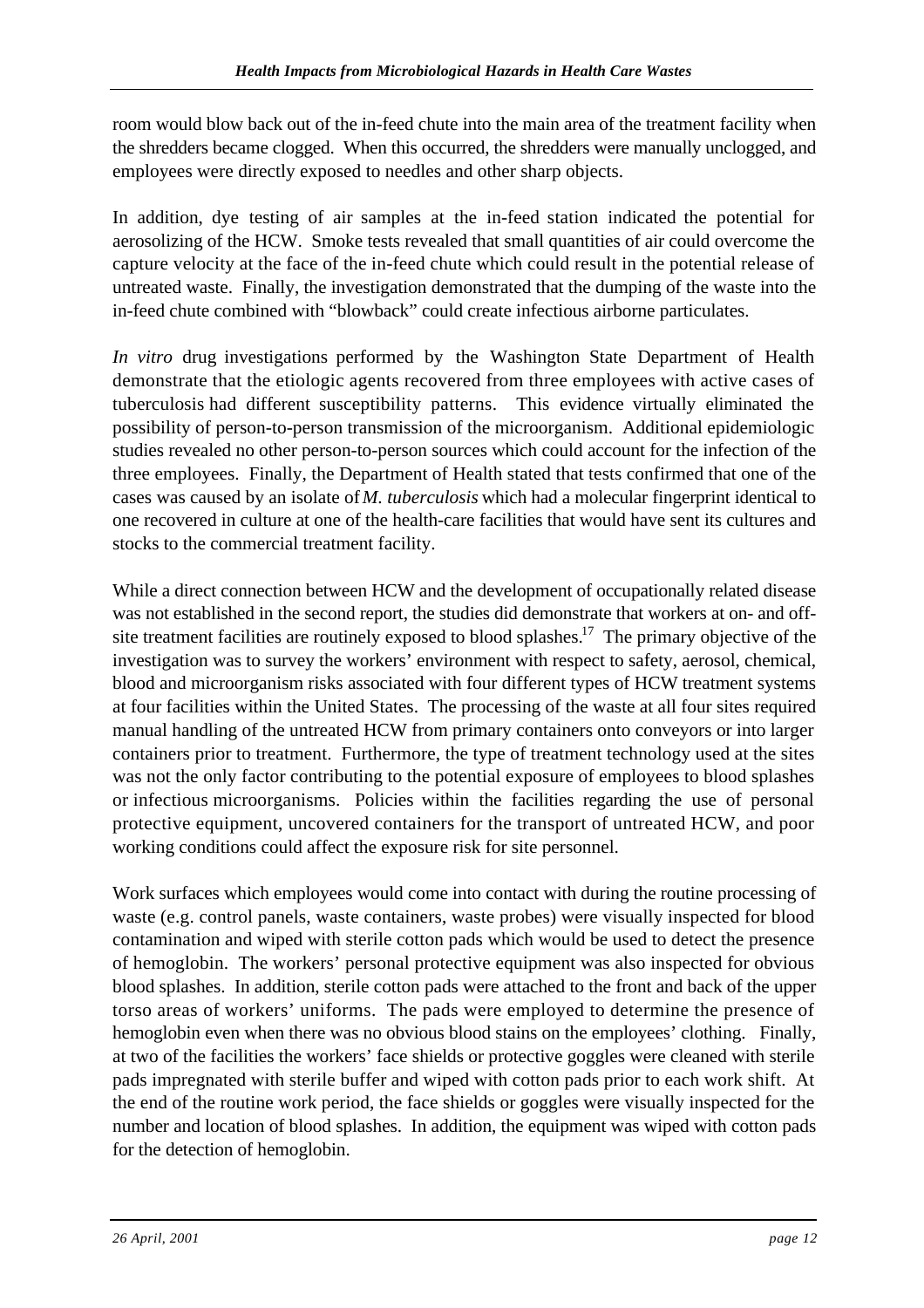room would blow back out of the in-feed chute into the main area of the treatment facility when the shredders became clogged. When this occurred, the shredders were manually unclogged, and employees were directly exposed to needles and other sharp objects.

In addition, dye testing of air samples at the in-feed station indicated the potential for aerosolizing of the HCW. Smoke tests revealed that small quantities of air could overcome the capture velocity at the face of the in-feed chute which could result in the potential release of untreated waste. Finally, the investigation demonstrated that the dumping of the waste into the in-feed chute combined with "blowback" could create infectious airborne particulates.

*In vitro* drug investigations performed by the Washington State Department of Health demonstrate that the etiologic agents recovered from three employees with active cases of tuberculosis had different susceptibility patterns. This evidence virtually eliminated the possibility of person-to-person transmission of the microorganism. Additional epidemiologic studies revealed no other person-to-person sources which could account for the infection of the three employees. Finally, the Department of Health stated that tests confirmed that one of the cases was caused by an isolate of *M. tuberculosis* which had a molecular fingerprint identical to one recovered in culture at one of the health-care facilities that would have sent its cultures and stocks to the commercial treatment facility.

While a direct connection between HCW and the development of occupationally related disease was not established in the second report, the studies did demonstrate that workers at on- and off-site treatment facilities are routinely exposed to blood splashes.[17] The primary objective of the investigation was to survey the workers' environment with respect to safety, aerosol, chemical, blood and microorganism risks associated with four different types of HCW treatment systems at four facilities within the United States. The processing of the waste at all four sites required manual handling of the untreated HCW from primary containers onto conveyors or into larger containers prior to treatment. Furthermore, the type of treatment technology used at the sites was not the only factor contributing to the potential exposure of employees to blood splashes or infectious microorganisms. Policies within the facilities regarding the use of personal protective equipment, uncovered containers for the transport of untreated HCW, and poor working conditions could affect the exposure risk for site personnel.

Work surfaces which employees would come into contact with during the routine processing of waste (e.g. control panels, waste containers, waste probes) were visually inspected for blood contamination and wiped with sterile cotton pads which would be used to detect the presence of hemoglobin. The workers' personal protective equipment was also inspected for obvious blood splashes. In addition, sterile cotton pads were attached to the front and back of the upper torso areas of workers' uniforms. The pads were employed to determine the presence of hemoglobin even when there was no obvious blood stains on the employees' clothing. Finally, at two of the facilities the workers' face shields or protective goggles were cleaned with sterile pads impregnated with sterile buffer and wiped with cotton pads prior to each work shift. At the end of the routine work period, the face shields or goggles were visually inspected for the number and location of blood splashes. In addition, the equipment was wiped with cotton pads for the detection of hemoglobin.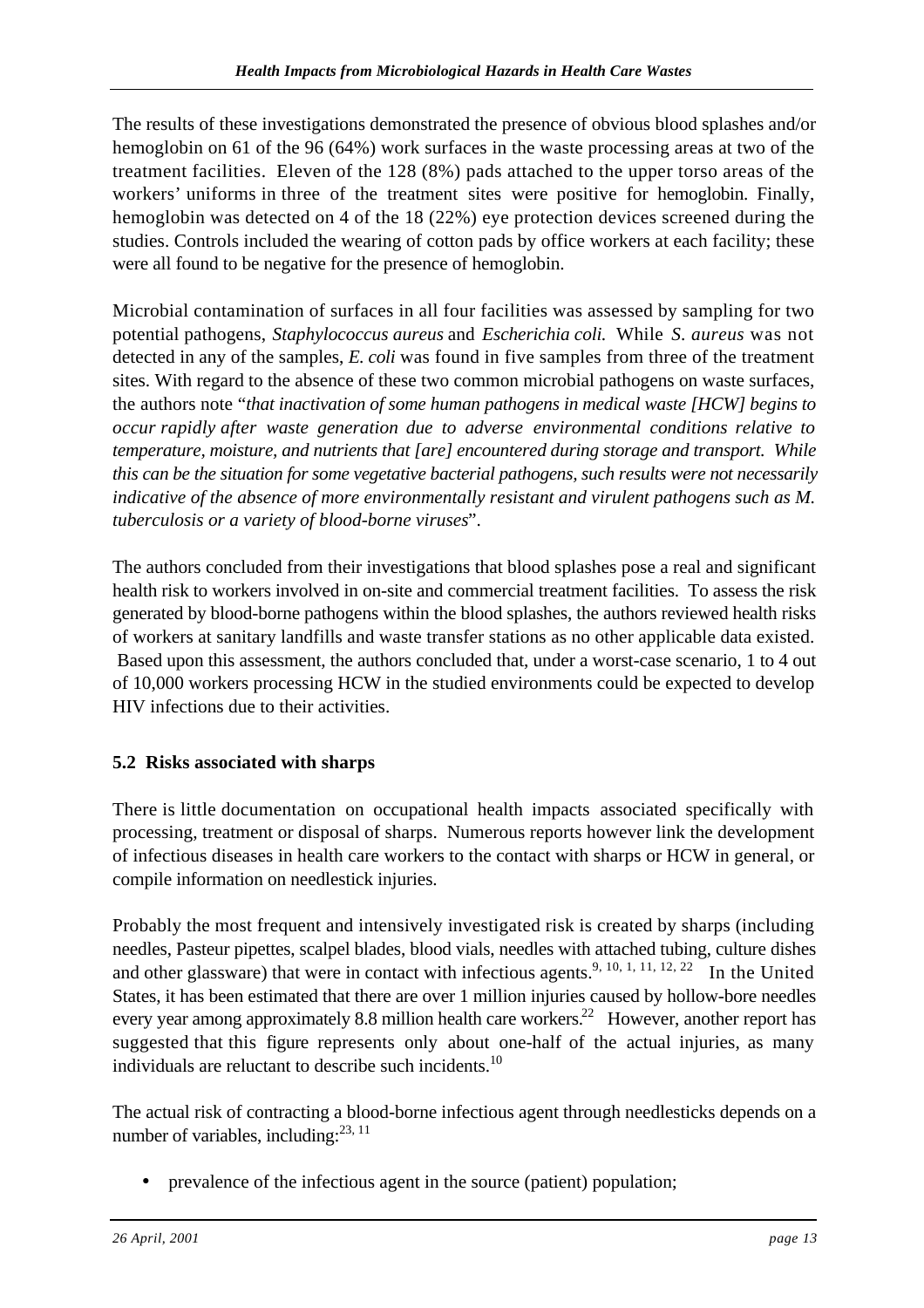The results of these investigations demonstrated the presence of obvious blood splashes and/or hemoglobin on 61 of the 96 (64%) work surfaces in the waste processing areas at two of the treatment facilities. Eleven of the 128 (8%) pads attached to the upper torso areas of the workers' uniforms in three of the treatment sites were positive for hemoglobin. Finally, hemoglobin was detected on 4 of the 18 (22%) eye protection devices screened during the studies. Controls included the wearing of cotton pads by office workers at each facility; these were all found to be negative for the presence of hemoglobin.

Microbial contamination of surfaces in all four facilities was assessed by sampling for two potential pathogens, *Staphylococcus aureus* and *Escherichia coli.* While *S. aureus* was not detected in any of the samples, *E. coli* was found in five samples from three of the treatment sites. With regard to the absence of these two common microbial pathogens on waste surfaces, the authors note "*that inactivation of some human pathogens in medical waste [HCW] begins to occur rapidly after waste generation due to adverse environmental conditions relative to temperature, moisture, and nutrients that [are] encountered during storage and transport. While this can be the situation for some vegetative bacterial pathogens, such results were not necessarily indicative of the absence of more environmentally resistant and virulent pathogens such as M. tuberculosis or a variety of blood-borne viruses*".

The authors concluded from their investigations that blood splashes pose a real and significant health risk to workers involved in on-site and commercial treatment facilities. To assess the risk generated by blood-borne pathogens within the blood splashes, the authors reviewed health risks of workers at sanitary landfills and waste transfer stations as no other applicable data existed. Based upon this assessment, the authors concluded that, under a worst-case scenario, 1 to 4 out of 10,000 workers processing HCW in the studied environments could be expected to develop HIV infections due to their activities.

### 5.2 Risks associated with sharps

There is little documentation on occupational health impacts associated specifically with processing, treatment or disposal of sharps. Numerous reports however link the development of infectious diseases in health care workers to the contact with sharps or HCW in general, or compile information on needlestick injuries.

Probably the most frequent and intensively investigated risk is created by sharps (including needles, Pasteur pipettes, scalpel blades, blood vials, needles with attached tubing, culture dishes and other glassware) that were in contact with infectious agents.[9, 10, 1, 11, 12, 22] In the United States, it has been estimated that there are over 1 million injuries caused by hollow-bore needles every year among approximately 8.8 million health care workers.[22] However, another report has suggested that this figure represents only about one-half of the actual injuries, as many individuals are reluctant to describe such incidents.[10]

The actual risk of contracting a blood-borne infectious agent through needlesticks depends on a number of variables, including:[23, 11]

- prevalence of the infectious agent in the source (patient) population;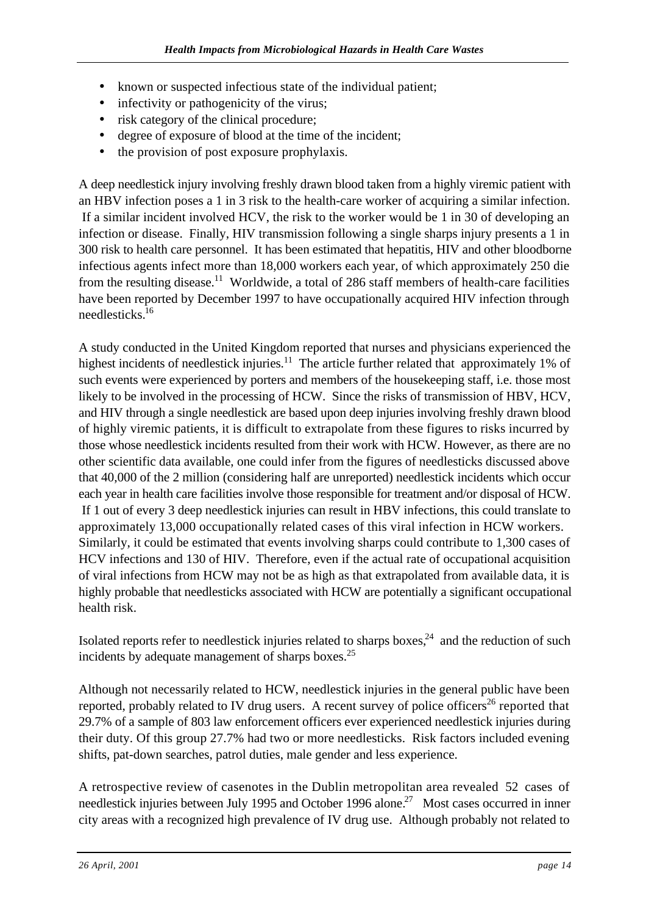- known or suspected infectious state of the individual patient;
- infectivity or pathogenicity of the virus;
- risk category of the clinical procedure;
- degree of exposure of blood at the time of the incident;
- the provision of post exposure prophylaxis.

A deep needlestick injury involving freshly drawn blood taken from a highly viremic patient with an HBV infection poses a 1 in 3 risk to the health-care worker of acquiring a similar infection. If a similar incident involved HCV, the risk to the worker would be 1 in 30 of developing an infection or disease. Finally, HIV transmission following a single sharps injury presents a 1 in 300 risk to health care personnel. It has been estimated that hepatitis, HIV and other bloodborne infectious agents infect more than 18,000 workers each year, of which approximately 250 die from the resulting disease.[11] Worldwide, a total of 286 staff members of health-care facilities have been reported by December 1997 to have occupationally acquired HIV infection through needlesticks.[16]

A study conducted in the United Kingdom reported that nurses and physicians experienced the highest incidents of needlestick injuries.[11] The article further related that approximately 1% of such events were experienced by porters and members of the housekeeping staff, i.e. those most likely to be involved in the processing of HCW. Since the risks of transmission of HBV, HCV, and HIV through a single needlestick are based upon deep injuries involving freshly drawn blood of highly viremic patients, it is difficult to extrapolate from these figures to risks incurred by those whose needlestick incidents resulted from their work with HCW. However, as there are no other scientific data available, one could infer from the figures of needlesticks discussed above that 40,000 of the 2 million (considering half are unreported) needlestick incidents which occur each year in health care facilities involve those responsible for treatment and/or disposal of HCW. If 1 out of every 3 deep needlestick injuries can result in HBV infections, this could translate to approximately 13,000 occupationally related cases of this viral infection in HCW workers. Similarly, it could be estimated that events involving sharps could contribute to 1,300 cases of HCV infections and 130 of HIV. Therefore, even if the actual rate of occupational acquisition of viral infections from HCW may not be as high as that extrapolated from available data, it is highly probable that needlesticks associated with HCW are potentially a significant occupational health risk.

Isolated reports refer to needlestick injuries related to sharps boxes,[24] and the reduction of such incidents by adequate management of sharps boxes.[25]

Although not necessarily related to HCW, needlestick injuries in the general public have been reported, probably related to IV drug users. A recent survey of police officers[26] reported that 29.7% of a sample of 803 law enforcement officers ever experienced needlestick injuries during their duty. Of this group 27.7% had two or more needlesticks. Risk factors included evening shifts, pat-down searches, patrol duties, male gender and less experience.

A retrospective review of casenotes in the Dublin metropolitan area revealed 52 cases of needlestick injuries between July 1995 and October 1996 alone.[27] Most cases occurred in inner city areas with a recognized high prevalence of IV drug use. Although probably not related to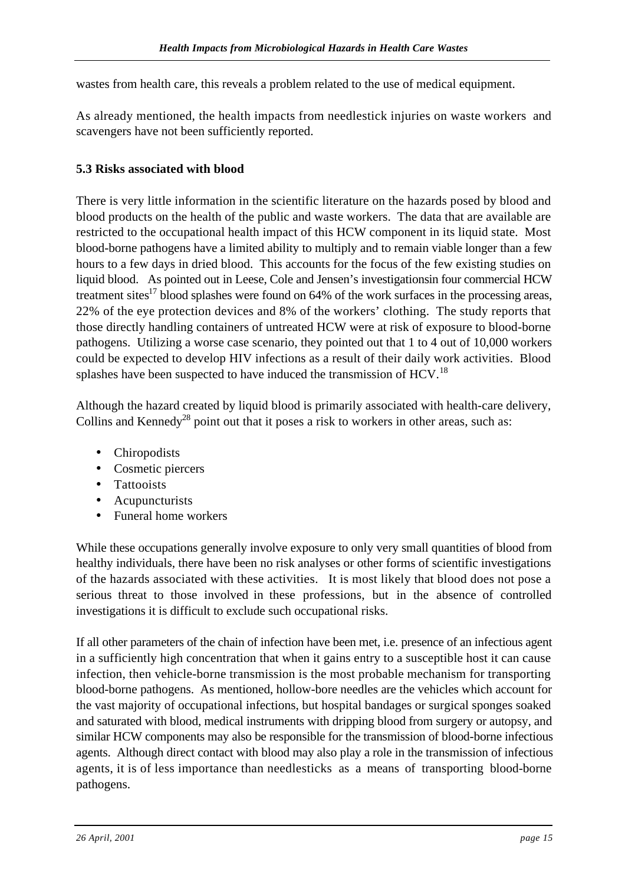wastes from health care, this reveals a problem related to the use of medical equipment.

As already mentioned, the health impacts from needlestick injuries on waste workers and scavengers have not been sufficiently reported.

### 5.3 Risks associated with blood

There is very little information in the scientific literature on the hazards posed by blood and blood products on the health of the public and waste workers. The data that are available are restricted to the occupational health impact of this HCW component in its liquid state. Most blood-borne pathogens have a limited ability to multiply and to remain viable longer than a few hours to a few days in dried blood. This accounts for the focus of the few existing studies on liquid blood. As pointed out in Leese, Cole and Jensen's investigationsin four commercial HCW treatment sites[17] blood splashes were found on 64% of the work surfaces in the processing areas, 22% of the eye protection devices and 8% of the workers' clothing. The study reports that those directly handling containers of untreated HCW were at risk of exposure to blood-borne pathogens. Utilizing a worse case scenario, they pointed out that 1 to 4 out of 10,000 workers could be expected to develop HIV infections as a result of their daily work activities. Blood splashes have been suspected to have induced the transmission of HCV.[18]

Although the hazard created by liquid blood is primarily associated with health-care delivery, Collins and Kennedy[28] point out that it poses a risk to workers in other areas, such as:

- Chiropodists
- Cosmetic piercers
- Tattooists
- Acupuncturists
- Funeral home workers

While these occupations generally involve exposure to only very small quantities of blood from healthy individuals, there have been no risk analyses or other forms of scientific investigations of the hazards associated with these activities. It is most likely that blood does not pose a serious threat to those involved in these professions, but in the absence of controlled investigations it is difficult to exclude such occupational risks.

If all other parameters of the chain of infection have been met, i.e. presence of an infectious agent in a sufficiently high concentration that when it gains entry to a susceptible host it can cause infection, then vehicle-borne transmission is the most probable mechanism for transporting blood-borne pathogens. As mentioned, hollow-bore needles are the vehicles which account for the vast majority of occupational infections, but hospital bandages or surgical sponges soaked and saturated with blood, medical instruments with dripping blood from surgery or autopsy, and similar HCW components may also be responsible for the transmission of blood-borne infectious agents. Although direct contact with blood may also play a role in the transmission of infectious agents, it is of less importance than needlesticks as a means of transporting blood-borne pathogens.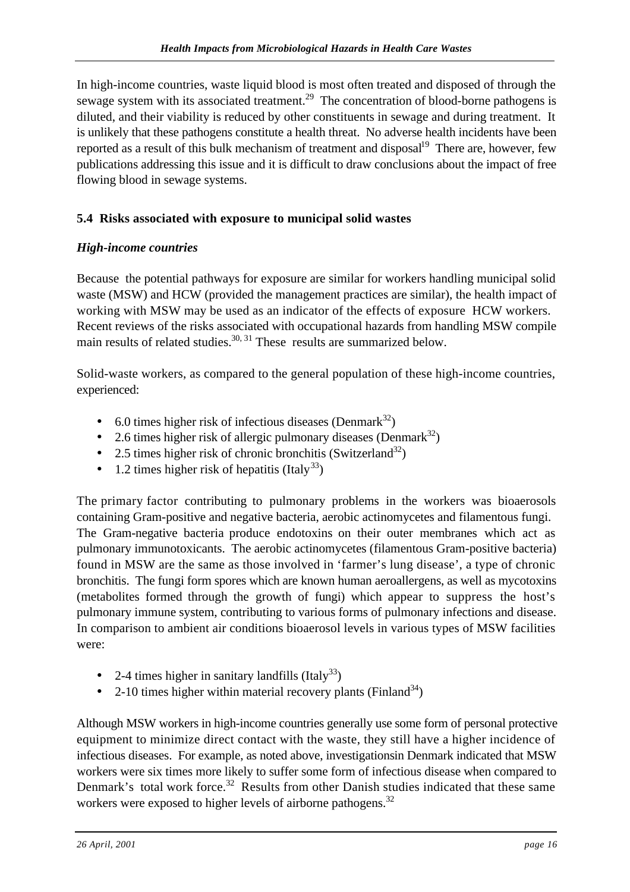In high-income countries, waste liquid blood is most often treated and disposed of through the sewage system with its associated treatment.[29] The concentration of blood-borne pathogens is diluted, and their viability is reduced by other constituents in sewage and during treatment. It is unlikely that these pathogens constitute a health threat. No adverse health incidents have been reported as a result of this bulk mechanism of treatment and disposal[19] There are, however, few publications addressing this issue and it is difficult to draw conclusions about the impact of free flowing blood in sewage systems.

## 5.4 Risks associated with exposure to municipal solid wastes

### *High-income countries*

Because the potential pathways for exposure are similar for workers handling municipal solid waste (MSW) and HCW (provided the management practices are similar), the health impact of working with MSW may be used as an indicator of the effects of exposure HCW workers. Recent reviews of the risks associated with occupational hazards from handling MSW compile main results of related studies.[30, 31] These results are summarized below.

Solid-waste workers, as compared to the general population of these high-income countries, experienced:

- 6.0 times higher risk of infectious diseases (Denmark[32])
- 2.6 times higher risk of allergic pulmonary diseases (Denmark[32])
- 2.5 times higher risk of chronic bronchitis (Switzerland[32])
- 1.2 times higher risk of hepatitis (Italy[33])

The primary factor contributing to pulmonary problems in the workers was bioaerosols containing Gram-positive and negative bacteria, aerobic actinomycetes and filamentous fungi. The Gram-negative bacteria produce endotoxins on their outer membranes which act as pulmonary immunotoxicants. The aerobic actinomycetes (filamentous Gram-positive bacteria) found in MSW are the same as those involved in 'farmer's lung disease', a type of chronic bronchitis. The fungi form spores which are known human aeroallergens, as well as mycotoxins (metabolites formed through the growth of fungi) which appear to suppress the host's pulmonary immune system, contributing to various forms of pulmonary infections and disease. In comparison to ambient air conditions bioaerosol levels in various types of MSW facilities were:

- 2-4 times higher in sanitary landfills (Italy[33])
- 2-10 times higher within material recovery plants (Finland[34])

Although MSW workers in high-income countries generally use some form of personal protective equipment to minimize direct contact with the waste, they still have a higher incidence of infectious diseases. For example, as noted above, investigationsin Denmark indicated that MSW workers were six times more likely to suffer some form of infectious disease when compared to Denmark's total work force.[32] Results from other Danish studies indicated that these same workers were exposed to higher levels of airborne pathogens.[32]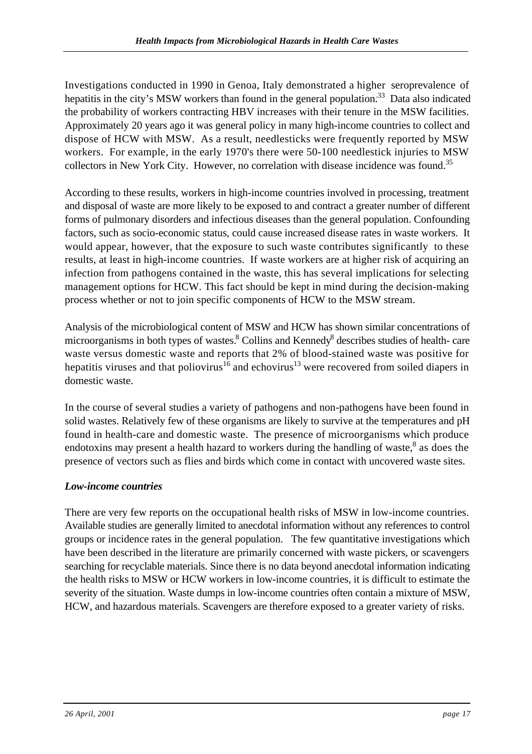Investigations conducted in 1990 in Genoa, Italy demonstrated a higher seroprevalence of hepatitis in the city's MSW workers than found in the general population.[33] Data also indicated the probability of workers contracting HBV increases with their tenure in the MSW facilities. Approximately 20 years ago it was general policy in many high-income countries to collect and dispose of HCW with MSW. As a result, needlesticks were frequently reported by MSW workers. For example, in the early 1970's there were 50-100 needlestick injuries to MSW collectors in New York City. However, no correlation with disease incidence was found.[35]

According to these results, workers in high-income countries involved in processing, treatment and disposal of waste are more likely to be exposed to and contract a greater number of different forms of pulmonary disorders and infectious diseases than the general population. Confounding factors, such as socio-economic status, could cause increased disease rates in waste workers. It would appear, however, that the exposure to such waste contributes significantly to these results, at least in high-income countries. If waste workers are at higher risk of acquiring an infection from pathogens contained in the waste, this has several implications for selecting management options for HCW. This fact should be kept in mind during the decision-making process whether or not to join specific components of HCW to the MSW stream.

Analysis of the microbiological content of MSW and HCW has shown similar concentrations of microorganisms in both types of wastes.[8] Collins and Kennedy[8] describes studies of health- care waste versus domestic waste and reports that 2% of blood-stained waste was positive for hepatitis viruses and that poliovirus[16] and echovirus[13] were recovered from soiled diapers in domestic waste.

In the course of several studies a variety of pathogens and non-pathogens have been found in solid wastes. Relatively few of these organisms are likely to survive at the temperatures and pH found in health-care and domestic waste. The presence of microorganisms which produce endotoxins may present a health hazard to workers during the handling of waste,[8] as does the presence of vectors such as flies and birds which come in contact with uncovered waste sites.

### *Low-income countries*

There are very few reports on the occupational health risks of MSW in low-income countries. Available studies are generally limited to anecdotal information without any references to control groups or incidence rates in the general population. The few quantitative investigations which have been described in the literature are primarily concerned with waste pickers, or scavengers searching for recyclable materials. Since there is no data beyond anecdotal information indicating the health risks to MSW or HCW workers in low-income countries, it is difficult to estimate the severity of the situation. Waste dumps in low-income countries often contain a mixture of MSW, HCW, and hazardous materials. Scavengers are therefore exposed to a greater variety of risks.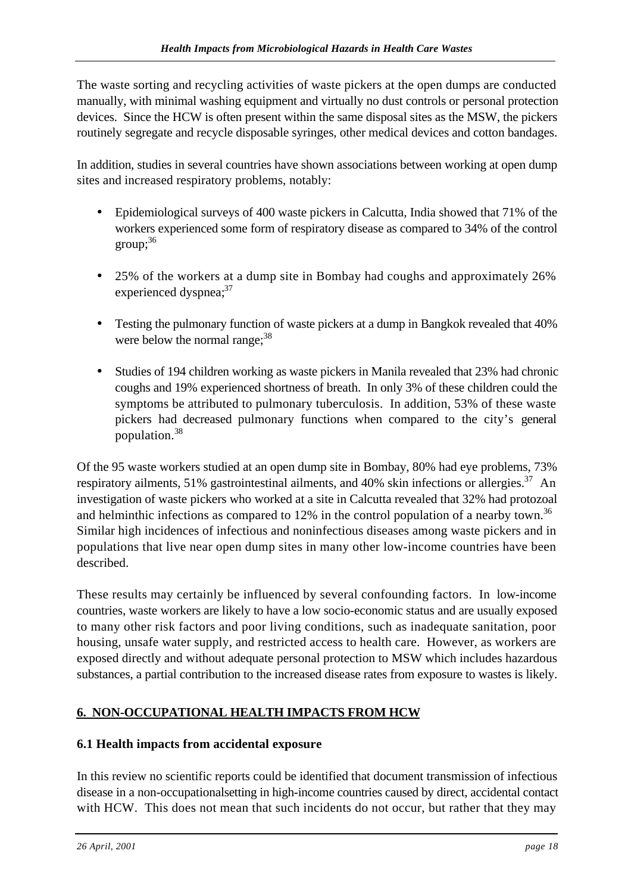The waste sorting and recycling activities of waste pickers at the open dumps are conducted manually, with minimal washing equipment and virtually no dust controls or personal protection devices. Since the HCW is often present within the same disposal sites as the MSW, the pickers routinely segregate and recycle disposable syringes, other medical devices and cotton bandages.

In addition, studies in several countries have shown associations between working at open dump sites and increased respiratory problems, notably:

- Epidemiological surveys of 400 waste pickers in Calcutta, India showed that 71% of the workers experienced some form of respiratory disease as compared to 34% of the control group;[36]

- 25% of the workers at a dump site in Bombay had coughs and approximately 26% experienced dyspnea;[37]

- Testing the pulmonary function of waste pickers at a dump in Bangkok revealed that 40% were below the normal range;[38]

- Studies of 194 children working as waste pickers in Manila revealed that 23% had chronic coughs and 19% experienced shortness of breath. In only 3% of these children could the symptoms be attributed to pulmonary tuberculosis. In addition, 53% of these waste pickers had decreased pulmonary functions when compared to the city's general population.[38]

Of the 95 waste workers studied at an open dump site in Bombay, 80% had eye problems, 73% respiratory ailments, 51% gastrointestinal ailments, and 40% skin infections or allergies.[37] An investigation of waste pickers who worked at a site in Calcutta revealed that 32% had protozoal and helminthic infections as compared to 12% in the control population of a nearby town.[36] Similar high incidences of infectious and noninfectious diseases among waste pickers and in populations that live near open dump sites in many other low-income countries have been described.

These results may certainly be influenced by several confounding factors. In low-income countries, waste workers are likely to have a low socio-economic status and are usually exposed to many other risk factors and poor living conditions, such as inadequate sanitation, poor housing, unsafe water supply, and restricted access to health care. However, as workers are exposed directly and without adequate personal protection to MSW which includes hazardous substances, a partial contribution to the increased disease rates from exposure to wastes is likely.

## 6. NON-OCCUPATIONAL HEALTH IMPACTS FROM HCW

### 6.1 Health impacts from accidental exposure

In this review no scientific reports could be identified that document transmission of infectious disease in a non-occupationalsetting in high-income countries caused by direct, accidental contact with HCW. This does not mean that such incidents do not occur, but rather that they may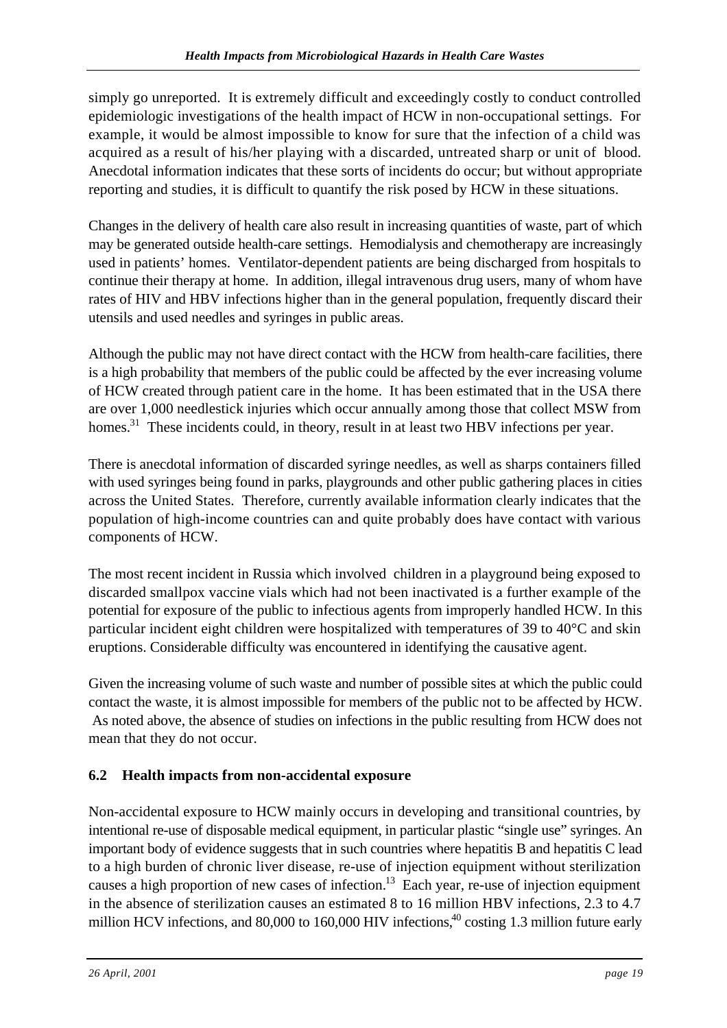simply go unreported. It is extremely difficult and exceedingly costly to conduct controlled epidemiologic investigations of the health impact of HCW in non-occupational settings. For example, it would be almost impossible to know for sure that the infection of a child was acquired as a result of his/her playing with a discarded, untreated sharp or unit of blood. Anecdotal information indicates that these sorts of incidents do occur; but without appropriate reporting and studies, it is difficult to quantify the risk posed by HCW in these situations.

Changes in the delivery of health care also result in increasing quantities of waste, part of which may be generated outside health-care settings. Hemodialysis and chemotherapy are increasingly used in patients' homes. Ventilator-dependent patients are being discharged from hospitals to continue their therapy at home. In addition, illegal intravenous drug users, many of whom have rates of HIV and HBV infections higher than in the general population, frequently discard their utensils and used needles and syringes in public areas.

Although the public may not have direct contact with the HCW from health-care facilities, there is a high probability that members of the public could be affected by the ever increasing volume of HCW created through patient care in the home. It has been estimated that in the USA there are over 1,000 needlestick injuries which occur annually among those that collect MSW from homes.[31] These incidents could, in theory, result in at least two HBV infections per year.

There is anecdotal information of discarded syringe needles, as well as sharps containers filled with used syringes being found in parks, playgrounds and other public gathering places in cities across the United States. Therefore, currently available information clearly indicates that the population of high-income countries can and quite probably does have contact with various components of HCW.

The most recent incident in Russia which involved children in a playground being exposed to discarded smallpox vaccine vials which had not been inactivated is a further example of the potential for exposure of the public to infectious agents from improperly handled HCW. In this particular incident eight children were hospitalized with temperatures of 39 to 40°C and skin eruptions. Considerable difficulty was encountered in identifying the causative agent.

Given the increasing volume of such waste and number of possible sites at which the public could contact the waste, it is almost impossible for members of the public not to be affected by HCW. As noted above, the absence of studies on infections in the public resulting from HCW does not mean that they do not occur.

## 6.2 Health impacts from non-accidental exposure

Non-accidental exposure to HCW mainly occurs in developing and transitional countries, by intentional re-use of disposable medical equipment, in particular plastic "single use" syringes. An important body of evidence suggests that in such countries where hepatitis B and hepatitis C lead to a high burden of chronic liver disease, re-use of injection equipment without sterilization causes a high proportion of new cases of infection.[13] Each year, re-use of injection equipment in the absence of sterilization causes an estimated 8 to 16 million HBV infections, 2.3 to 4.7 million HCV infections, and 80,000 to 160,000 HIV infections,[40] costing 1.3 million future early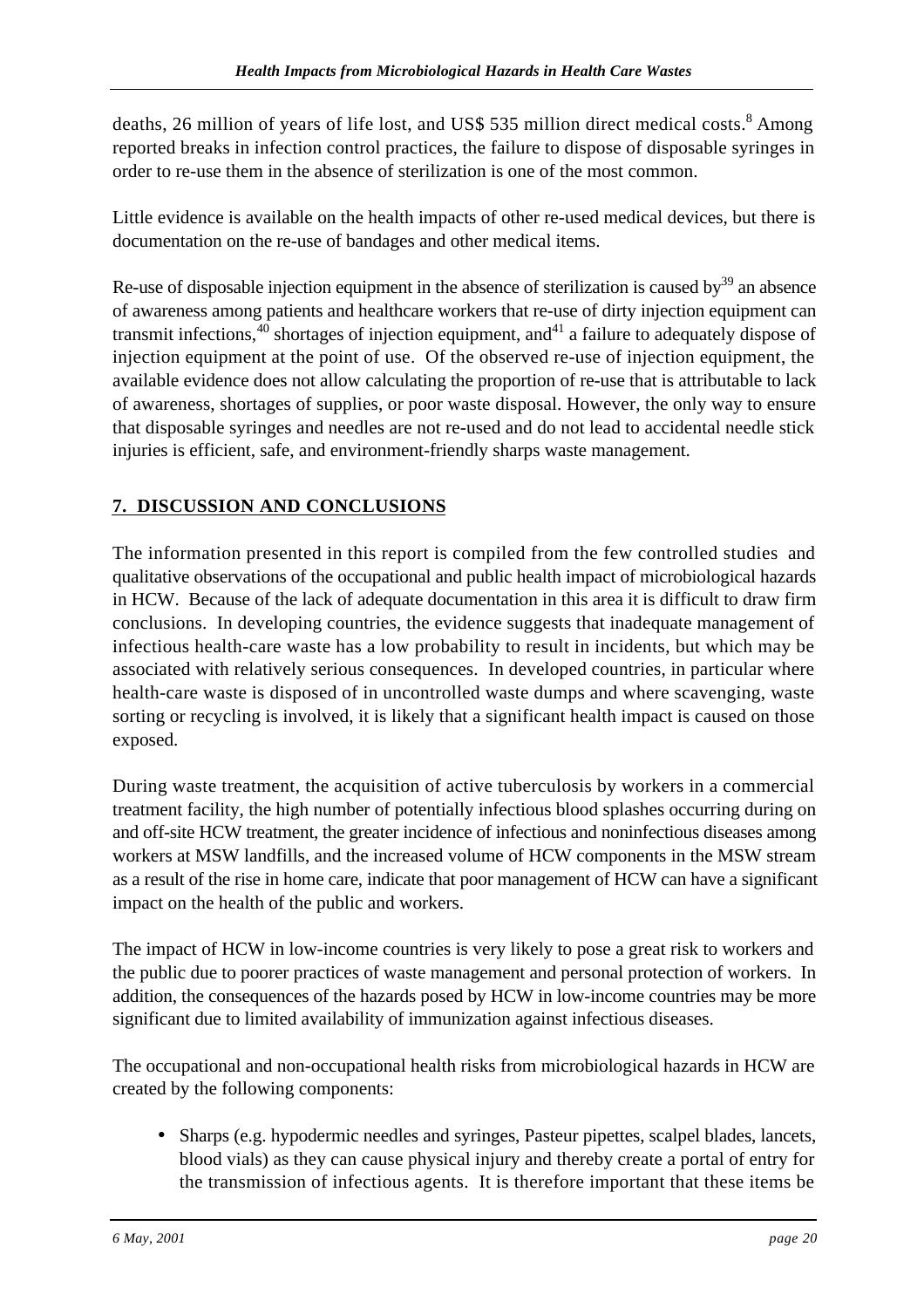deaths, 26 million of years of life lost, and US$ 535 million direct medical costs.[8] Among reported breaks in infection control practices, the failure to dispose of disposable syringes in order to re-use them in the absence of sterilization is one of the most common.

Little evidence is available on the health impacts of other re-used medical devices, but there is documentation on the re-use of bandages and other medical items.

Re-use of disposable injection equipment in the absence of sterilization is caused by[39] an absence of awareness among patients and healthcare workers that re-use of dirty injection equipment can transmit infections,[40] shortages of injection equipment, and[41] a failure to adequately dispose of injection equipment at the point of use. Of the observed re-use of injection equipment, the available evidence does not allow calculating the proportion of re-use that is attributable to lack of awareness, shortages of supplies, or poor waste disposal. However, the only way to ensure that disposable syringes and needles are not re-used and do not lead to accidental needle stick injuries is efficient, safe, and environment-friendly sharps waste management.

## 7. DISCUSSION AND CONCLUSIONS

The information presented in this report is compiled from the few controlled studies and qualitative observations of the occupational and public health impact of microbiological hazards in HCW. Because of the lack of adequate documentation in this area it is difficult to draw firm conclusions. In developing countries, the evidence suggests that inadequate management of infectious health-care waste has a low probability to result in incidents, but which may be associated with relatively serious consequences. In developed countries, in particular where health-care waste is disposed of in uncontrolled waste dumps and where scavenging, waste sorting or recycling is involved, it is likely that a significant health impact is caused on those exposed.

During waste treatment, the acquisition of active tuberculosis by workers in a commercial treatment facility, the high number of potentially infectious blood splashes occurring during on and off-site HCW treatment, the greater incidence of infectious and noninfectious diseases among workers at MSW landfills, and the increased volume of HCW components in the MSW stream as a result of the rise in home care, indicate that poor management of HCW can have a significant impact on the health of the public and workers.

The impact of HCW in low-income countries is very likely to pose a great risk to workers and the public due to poorer practices of waste management and personal protection of workers. In addition, the consequences of the hazards posed by HCW in low-income countries may be more significant due to limited availability of immunization against infectious diseases.

The occupational and non-occupational health risks from microbiological hazards in HCW are created by the following components:

- Sharps (e.g. hypodermic needles and syringes, Pasteur pipettes, scalpel blades, lancets, blood vials) as they can cause physical injury and thereby create a portal of entry for the transmission of infectious agents. It is therefore important that these items be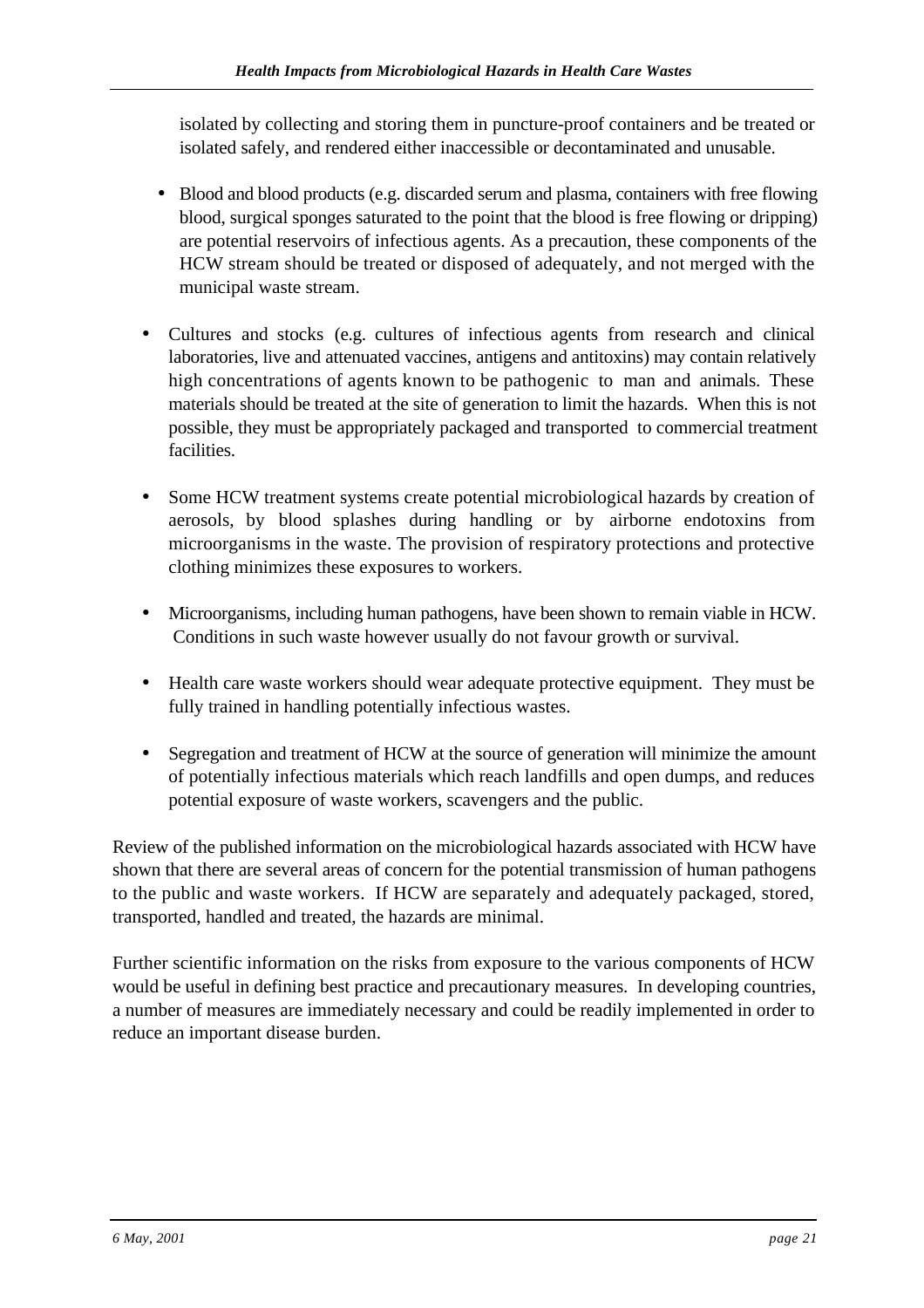isolated by collecting and storing them in puncture-proof containers and be treated or isolated safely, and rendered either inaccessible or decontaminated and unusable.

- Blood and blood products (e.g. discarded serum and plasma, containers with free flowing blood, surgical sponges saturated to the point that the blood is free flowing or dripping) are potential reservoirs of infectious agents. As a precaution, these components of the HCW stream should be treated or disposed of adequately, and not merged with the municipal waste stream.

- Cultures and stocks (e.g. cultures of infectious agents from research and clinical laboratories, live and attenuated vaccines, antigens and antitoxins) may contain relatively high concentrations of agents known to be pathogenic to man and animals. These materials should be treated at the site of generation to limit the hazards. When this is not possible, they must be appropriately packaged and transported to commercial treatment facilities.

- Some HCW treatment systems create potential microbiological hazards by creation of aerosols, by blood splashes during handling or by airborne endotoxins from microorganisms in the waste. The provision of respiratory protections and protective clothing minimizes these exposures to workers.

- Microorganisms, including human pathogens, have been shown to remain viable in HCW. Conditions in such waste however usually do not favour growth or survival.

- Health care waste workers should wear adequate protective equipment. They must be fully trained in handling potentially infectious wastes.

- Segregation and treatment of HCW at the source of generation will minimize the amount of potentially infectious materials which reach landfills and open dumps, and reduces potential exposure of waste workers, scavengers and the public.

Review of the published information on the microbiological hazards associated with HCW have shown that there are several areas of concern for the potential transmission of human pathogens to the public and waste workers. If HCW are separately and adequately packaged, stored, transported, handled and treated, the hazards are minimal.

Further scientific information on the risks from exposure to the various components of HCW would be useful in defining best practice and precautionary measures. In developing countries, a number of measures are immediately necessary and could be readily implemented in order to reduce an important disease burden.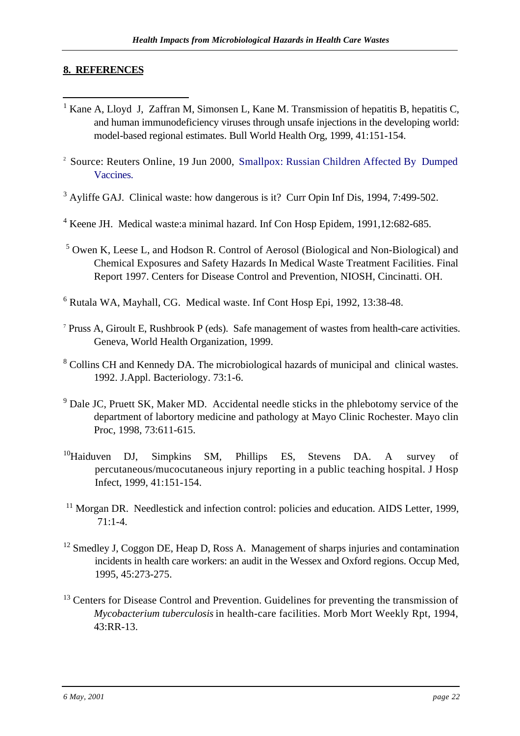## 8. REFERENCES

[1] Kane A, Lloyd J, Zaffran M, Simonsen L, Kane M. Transmission of hepatitis B, hepatitis C, and human immunodeficiency viruses through unsafe injections in the developing world: model-based regional estimates. Bull World Health Org, 1999, 41:151-154.

[2] Source: Reuters Online, 19 Jun 2000, Smallpox: Russian Children Affected By Dumped Vaccines.

[3] Ayliffe GAJ. Clinical waste: how dangerous is it? Curr Opin Inf Dis, 1994, 7:499-502.

[4] Keene JH. Medical waste:a minimal hazard. Inf Con Hosp Epidem, 1991,12:682-685.

[5] Owen K, Leese L, and Hodson R. Control of Aerosol (Biological and Non-Biological) and Chemical Exposures and Safety Hazards In Medical Waste Treatment Facilities. Final Report 1997. Centers for Disease Control and Prevention, NIOSH, Cincinatti. OH.

[6] Rutala WA, Mayhall, CG. Medical waste. Inf Cont Hosp Epi, 1992, 13:38-48.

[7] Pruss A, Giroult E, Rushbrook P (eds). Safe management of wastes from health-care activities. Geneva, World Health Organization, 1999.

[8] Collins CH and Kennedy DA. The microbiological hazards of municipal and clinical wastes. 1992. J.Appl. Bacteriology. 73:1-6.

[9] Dale JC, Pruett SK, Maker MD. Accidental needle sticks in the phlebotomy service of the department of labortory medicine and pathology at Mayo Clinic Rochester. Mayo clin Proc, 1998, 73:611-615.

[10] Haiduven DJ, Simpkins SM, Phillips ES, Stevens DA. A survey of percutaneous/mucocutaneous injury reporting in a public teaching hospital. J Hosp Infect, 1999, 41:151-154.

[11] Morgan DR. Needlestick and infection control: policies and education. AIDS Letter, 1999, 71:1-4.

[12] Smedley J, Coggon DE, Heap D, Ross A. Management of sharps injuries and contamination incidents in health care workers: an audit in the Wessex and Oxford regions. Occup Med, 1995, 45:273-275.

[13] Centers for Disease Control and Prevention. Guidelines for preventing the transmission of *Mycobacterium tuberculosis* in health-care facilities. Morb Mort Weekly Rpt, 1994, 43:RR-13.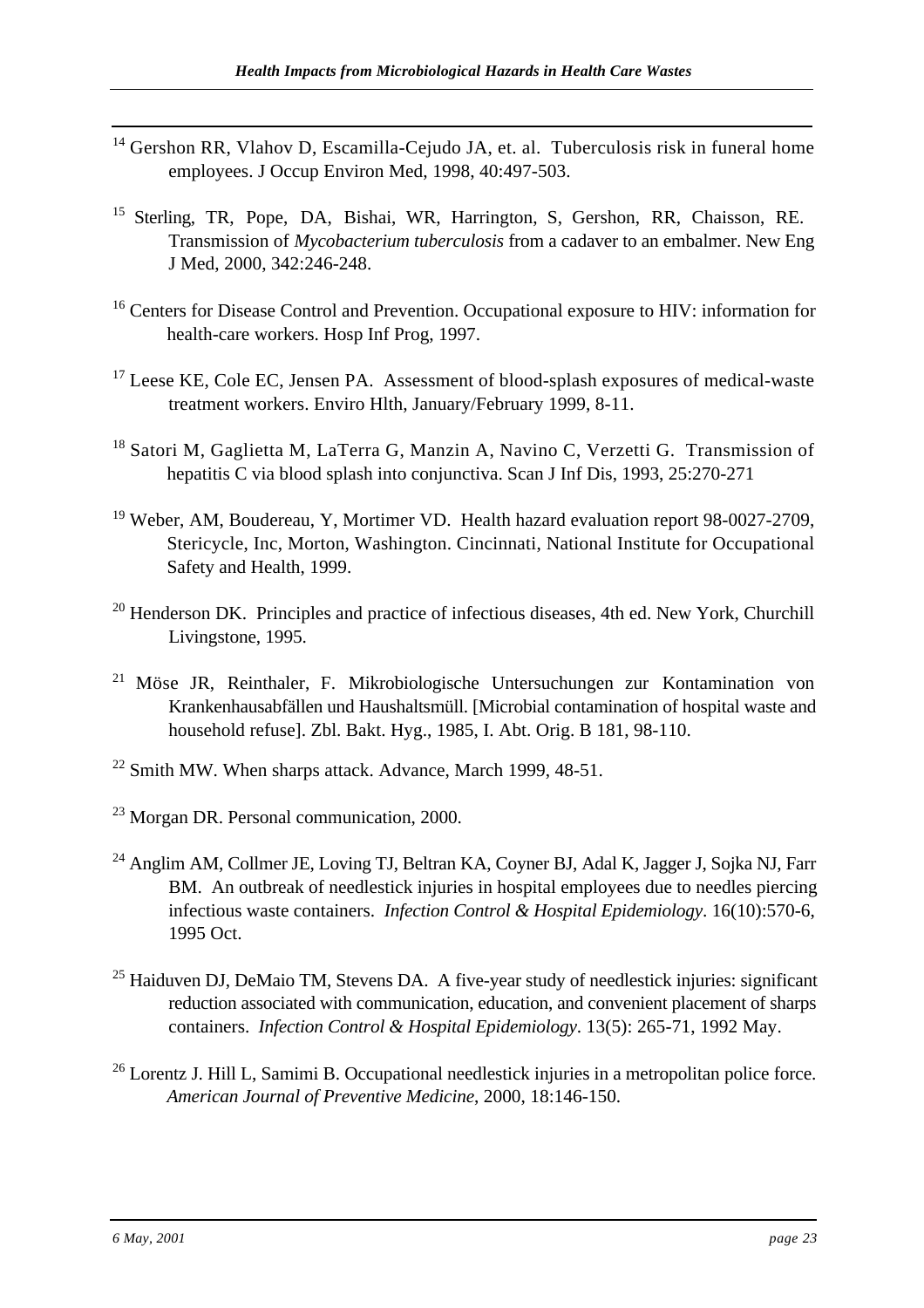[14] Gershon RR, Vlahov D, Escamilla-Cejudo JA, et. al. Tuberculosis risk in funeral home employees. J Occup Environ Med, 1998, 40:497-503.

[15] Sterling, TR, Pope, DA, Bishai, WR, Harrington, S, Gershon, RR, Chaisson, RE. Transmission of *Mycobacterium tuberculosis* from a cadaver to an embalmer. New Eng J Med, 2000, 342:246-248.

[16] Centers for Disease Control and Prevention. Occupational exposure to HIV: information for health-care workers. Hosp Inf Prog, 1997.

[17] Leese KE, Cole EC, Jensen PA. Assessment of blood-splash exposures of medical-waste treatment workers. Enviro Hlth, January/February 1999, 8-11.

[18] Satori M, Gaglietta M, LaTerra G, Manzin A, Navino C, Verzetti G. Transmission of hepatitis C via blood splash into conjunctiva. Scan J Inf Dis, 1993, 25:270-271

[19] Weber, AM, Boudereau, Y, Mortimer VD. Health hazard evaluation report 98-0027-2709, Stericycle, Inc, Morton, Washington. Cincinnati, National Institute for Occupational Safety and Health, 1999.

[20] Henderson DK. Principles and practice of infectious diseases, 4th ed. New York, Churchill Livingstone, 1995.

[21] Möse JR, Reinthaler, F. Mikrobiologische Untersuchungen zur Kontamination von Krankenhausabfällen und Haushaltsmüll. [Microbial contamination of hospital waste and household refuse]. Zbl. Bakt. Hyg., 1985, I. Abt. Orig. B 181, 98-110.

[22] Smith MW. When sharps attack. Advance, March 1999, 48-51.

[23] Morgan DR. Personal communication, 2000.

[24] Anglim AM, Collmer JE, Loving TJ, Beltran KA, Coyner BJ, Adal K, Jagger J, Sojka NJ, Farr BM. An outbreak of needlestick injuries in hospital employees due to needles piercing infectious waste containers. *Infection Control & Hospital Epidemiology*. 16(10):570-6, 1995 Oct.

[25] Haiduven DJ, DeMaio TM, Stevens DA. A five-year study of needlestick injuries: significant reduction associated with communication, education, and convenient placement of sharps containers. *Infection Control & Hospital Epidemiology*. 13(5): 265-71, 1992 May.

[26] Lorentz J. Hill L, Samimi B. Occupational needlestick injuries in a metropolitan police force. *American Journal of Preventive Medicine*, 2000, 18:146-150.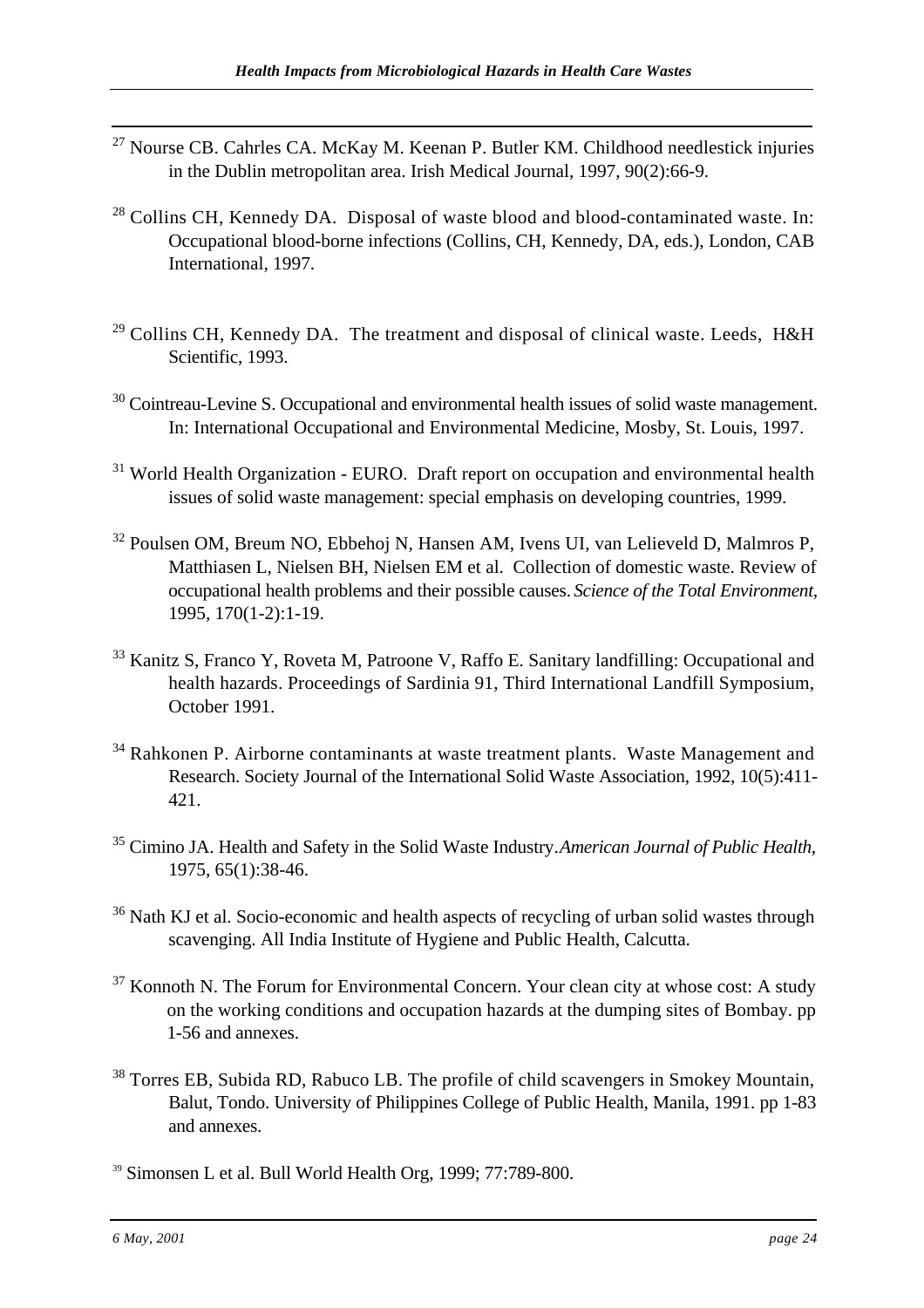[27] Nourse CB. Cahrles CA. McKay M. Keenan P. Butler KM. Childhood needlestick injuries in the Dublin metropolitan area. Irish Medical Journal, 1997, 90(2):66-9.

[28] Collins CH, Kennedy DA. Disposal of waste blood and blood-contaminated waste. In: Occupational blood-borne infections (Collins, CH, Kennedy, DA, eds.), London, CAB International, 1997.

[29] Collins CH, Kennedy DA. The treatment and disposal of clinical waste. Leeds, H&H Scientific, 1993.

[30] Cointreau-Levine S. Occupational and environmental health issues of solid waste management. In: International Occupational and Environmental Medicine, Mosby, St. Louis, 1997.

[31] World Health Organization - EURO. Draft report on occupation and environmental health issues of solid waste management: special emphasis on developing countries, 1999.

[32] Poulsen OM, Breum NO, Ebbehoj N, Hansen AM, Ivens UI, van Lelieveld D, Malmros P, Matthiasen L, Nielsen BH, Nielsen EM et al. Collection of domestic waste. Review of occupational health problems and their possible causes. *Science of the Total Environment*, 1995, 170(1-2):1-19.

[33] Kanitz S, Franco Y, Roveta M, Patroone V, Raffo E. Sanitary landfilling: Occupational and health hazards. Proceedings of Sardinia 91, Third International Landfill Symposium, October 1991.

[34] Rahkonen P. Airborne contaminants at waste treatment plants. Waste Management and Research. Society Journal of the International Solid Waste Association, 1992, 10(5):411-421.

[35] Cimino JA. Health and Safety in the Solid Waste Industry. *American Journal of Public Health*, 1975, 65(1):38-46.

[36] Nath KJ et al. Socio-economic and health aspects of recycling of urban solid wastes through scavenging. All India Institute of Hygiene and Public Health, Calcutta.

[37] Konnoth N. The Forum for Environmental Concern. Your clean city at whose cost: A study on the working conditions and occupation hazards at the dumping sites of Bombay. pp 1-56 and annexes.

[38] Torres EB, Subida RD, Rabuco LB. The profile of child scavengers in Smokey Mountain, Balut, Tondo. University of Philippines College of Public Health, Manila, 1991. pp 1-83 and annexes.

[39] Simonsen L et al. Bull World Health Org, 1999; 77:789-800.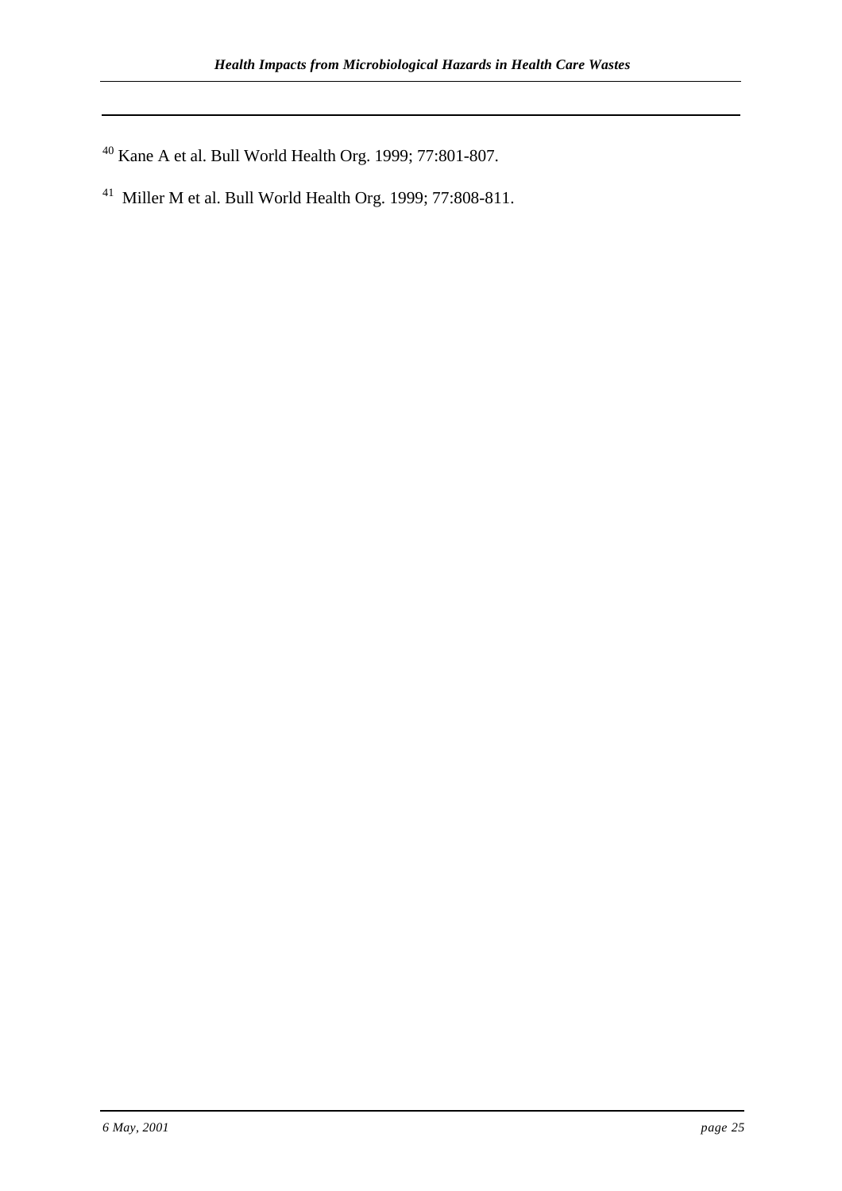[40] Kane A et al. Bull World Health Org. 1999; 77:801-807.

[41] Miller M et al. Bull World Health Org. 1999; 77:808-811.